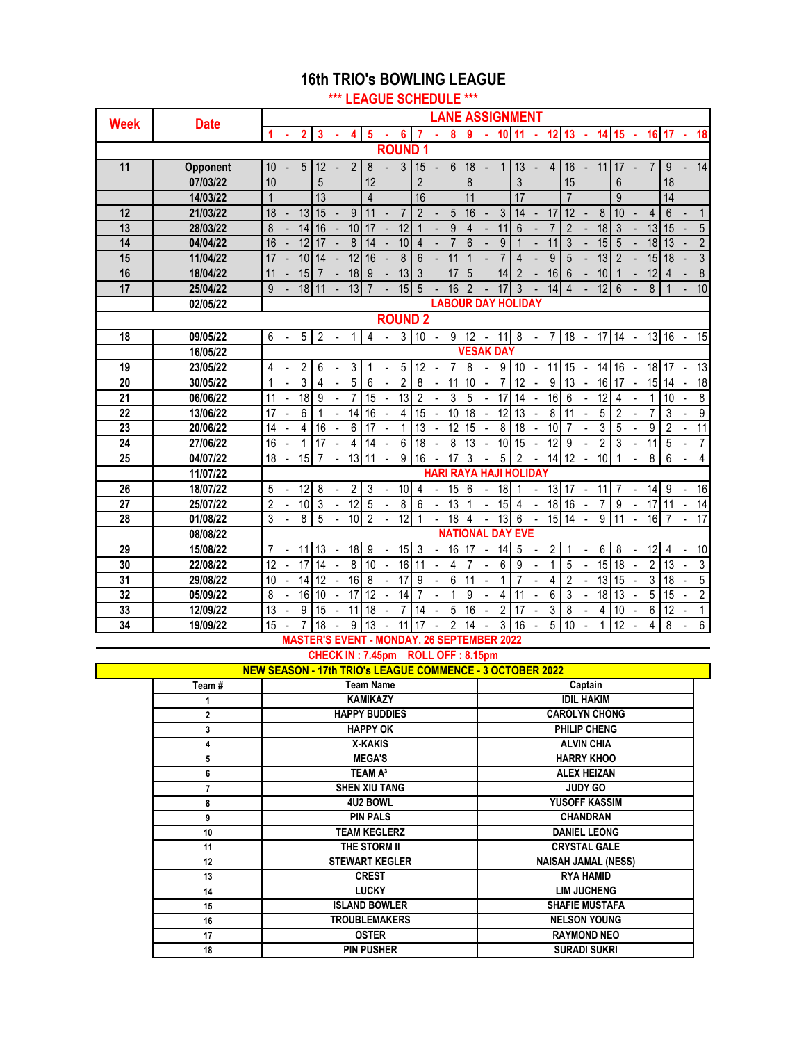# 16th TRIO's BOWLING LEAGUE

## *** LEAGUE SCHEDULE ***

| Week | Date | 1 - 2 | 3 - 4 | 5 - 6 | 7 - 8 | 9 - 10 | 11 - 12 | 13 - 14 | 15 - 16 | 17 - 18 |
|---|---|---|---|---|---|---|---|---|---|---|
| | | **ROUND 1** | | | | | | | | |
| 11 | Opponent | 10 - 5 | 12 - 2 | 8 - 3 | 15 - 6 | 18 - 1 | 13 - 4 | 16 - 11 | 17 - 7 | 9 - 14 |
| | 07/03/22 | 10 | 5 | 12 | 2 | 8 | 3 | 15 | 6 | 18 |
| | 14/03/22 | 1 | 13 | 4 | 16 | 11 | 17 | 7 | 9 | 14 |
| 12 | 21/03/22 | 18 - 13 | 15 - 9 | 11 - 7 | 2 - 5 | 16 - 3 | 14 - 17 | 12 - 8 | 10 - 4 | 6 - 1 |
| 13 | 28/03/22 | 8 - 14 | 16 - 10 | 17 - 12 | 1 - 9 | 4 - 11 | 6 - 7 | 2 - 18 | 3 - 13 | 15 - 5 |
| 14 | 04/04/22 | 16 - 12 | 17 - 8 | 14 - 10 | 4 - 7 | 6 - 9 | 1 - 11 | 3 - 15 | 5 - 18 | 13 - 2 |
| 15 | 11/04/22 | 17 - 10 | 14 - 12 | 16 - 8 | 6 - 11 | 1 - 7 | 4 - 9 | 5 - 13 | 2 - 15 | 18 - 3 |
| 16 | 18/04/22 | 11 - 15 | 7 - 18 | 9 - 13 | 3 17 | 5 14 | 2 - 16 | 6 - 10 | 1 - 12 | 4 - 8 |
| 17 | 25/04/22 | 9 - 18 | 11 - 13 | 7 - 15 | 5 - 16 | 2 - 17 | 3 - 14 | 4 - 12 | 6 - 8 | 1 - 10 |
| | 02/05/22 | LABOUR DAY HOLIDAY | | | | | | | | |
| | | **ROUND 2** | | | | | | | | |
| 18 | 09/05/22 | 6 - 5 | 2 - 1 | 4 - 3 | 10 - 9 | 12 - 11 | 8 - 7 | 18 - 17 | 14 - 13 | 16 - 15 |
| | 16/05/22 | VESAK DAY | | | | | | | | |
| 19 | 23/05/22 | 4 - 2 | 6 - 3 | 1 - 5 | 12 - 7 | 8 - 9 | 10 - 11 | 15 - 14 | 16 - 18 | 17 - 13 |
| 20 | 30/05/22 | 1 - 3 | 4 - 5 | 6 - 2 | 8 - 11 | 10 - 7 | 12 - 9 | 13 - 16 | 17 - 15 | 14 - 18 |
| 21 | 06/06/22 | 11 - 18 | 9 - 7 | 15 - 13 | 2 - 3 | 5 - 17 | 14 - 16 | 6 - 12 | 4 - 1 | 10 - 8 |
| 22 | 13/06/22 | 17 - 6 | 1 - 14 | 16 - 4 | 15 - 10 | 18 - 12 | 13 - 8 | 11 - 5 | 2 - 7 | 3 - 9 |
| 23 | 20/06/22 | 14 - 4 | 16 - 6 | 17 - 1 | 13 - 12 | 15 - 8 | 18 - 10 | 7 - 3 | 5 - 9 | 2 - 11 |
| 24 | 27/06/22 | 16 - 1 | 17 - 4 | 14 - 6 | 18 - 8 | 13 - 10 | 15 - 12 | 9 - 2 | 3 - 11 | 5 - 7 |
| 25 | 04/07/22 | 18 - 15 | 7 - 13 | 11 - 9 | 16 - 17 | 3 - 5 | 2 - 14 | 12 - 10 | 1 - 8 | 6 - 4 |
| | 11/07/22 | HARI RAYA HAJI HOLIDAY | | | | | | | | |
| 26 | 18/07/22 | 5 - 12 | 8 - 2 | 3 - 10 | 4 - 15 | 6 - 18 | 1 - 13 | 17 - 11 | 7 - 14 | 9 - 16 |
| 27 | 25/07/22 | 2 - 10 | 3 - 12 | 5 - 8 | 6 - 13 | 1 - 15 | 4 - 18 | 16 - 7 | 9 - 17 | 11 - 14 |
| 28 | 01/08/22 | 3 - 8 | 5 - 10 | 2 - 12 | 1 - 18 | 4 - 13 | 6 - 15 | 14 - 9 | 11 - 16 | 7 - 17 |
| | 08/08/22 | NATIONAL DAY EVE | | | | | | | | |
| 29 | 15/08/22 | 7 - 11 | 13 - 18 | 9 - 15 | 3 - 16 | 17 - 14 | 5 - 2 | 1 - 6 | 8 - 12 | 4 - 10 |
| 30 | 22/08/22 | 12 - 17 | 14 - 8 | 10 - 16 | 11 - 4 | 7 - 6 | 9 - 1 | 5 - 15 | 18 - 2 | 13 - 3 |
| 31 | 29/08/22 | 10 - 14 | 12 - 16 | 8 - 17 | 9 - 6 | 11 - 1 | 7 - 4 | 2 - 13 | 15 - 3 | 18 - 5 |
| 32 | 05/09/22 | 8 - 16 | 10 - 17 | 12 - 14 | 7 - 1 | 9 - 4 | 11 - 6 | 3 - 18 | 13 - 5 | 15 - 2 |
| 33 | 12/09/22 | 13 - 9 | 15 - 11 | 18 - 7 | 14 - 5 | 16 - 2 | 17 - 3 | 8 - 4 | 10 - 6 | 12 - 1 |
| 34 | 19/09/22 | 15 - 7 | 18 - 9 | 13 - 11 | 17 - 2 | 14 - 3 | 16 - 5 | 10 - 1 | 12 - 4 | 8 - 6 |

**MASTER'S EVENT - MONDAY. 26 SEPTEMBER 2022**

**CHECK IN : 7.45pm ROLL OFF : 8.15pm**

**NEW SEASON - 17th TRIO's LEAGUE COMMENCE - 3 OCTOBER 2022**

| Team # | Team Name | Captain |
|---|---|---|
| 1 | KAMIKAZY | IDIL HAKIM |
| 2 | HAPPY BUDDIES | CAROLYN CHONG |
| 3 | HAPPY OK | PHILIP CHENG |
| 4 | X-KAKIS | ALVIN CHIA |
| 5 | MEGA'S | HARRY KHOO |
| 6 | TEAM A³ | ALEX HEIZAN |
| 7 | SHEN XIU TANG | JUDY GO |
| 8 | 4U2 BOWL | YUSOFF KASSIM |
| 9 | PIN PALS | CHANDRAN |
| 10 | TEAM KEGLERZ | DANIEL LEONG |
| 11 | THE STORM II | CRYSTAL GALE |
| 12 | STEWART KEGLER | NAISAH JAMAL (NESS) |
| 13 | CREST | RYA HAMID |
| 14 | LUCKY | LIM JUCHENG |
| 15 | ISLAND BOWLER | SHAFIE MUSTAFA |
| 16 | TROUBLEMAKERS | NELSON YOUNG |
| 17 | OSTER | RAYMOND NEO |
| 18 | PIN PUSHER | SURADI SUKRI |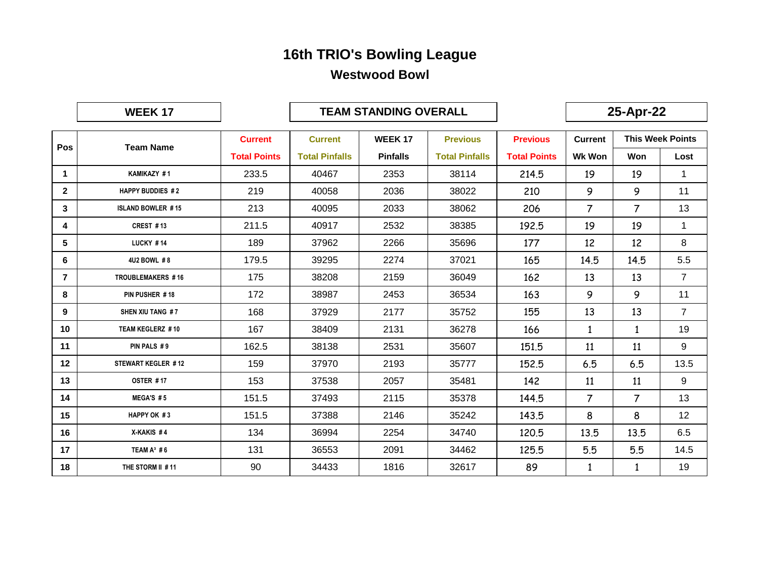# 16th TRIO's Bowling League

## Westwood Bowl

**WEEK 17** | **TEAM STANDING OVERALL** | **25-Apr-22**

| Pos | Team Name | Current Total Points | Current Total Pinfalls | WEEK 17 Pinfalls | Previous Total Pinfalls | Previous Total Points | Current Wk Won | This Week Points | |
|---|---|---|---|---|---|---|---|---|---|
| | | | | | | | | Won | Lost |
| 1 | KAMIKAZY # 1 | 233.5 | 40467 | 2353 | 38114 | 214.5 | 19 | 19 | 1 |
| 2 | HAPPY BUDDIES # 2 | 219 | 40058 | 2036 | 38022 | 210 | 9 | 9 | 11 |
| 3 | ISLAND BOWLER # 15 | 213 | 40095 | 2033 | 38062 | 206 | 7 | 7 | 13 |
| 4 | CREST # 13 | 211.5 | 40917 | 2532 | 38385 | 192.5 | 19 | 19 | 1 |
| 5 | LUCKY # 14 | 189 | 37962 | 2266 | 35696 | 177 | 12 | 12 | 8 |
| 6 | 4U2 BOWL # 8 | 179.5 | 39295 | 2274 | 37021 | 165 | 14.5 | 14.5 | 5.5 |
| 7 | TROUBLEMAKERS # 16 | 175 | 38208 | 2159 | 36049 | 162 | 13 | 13 | 7 |
| 8 | PIN PUSHER # 18 | 172 | 38987 | 2453 | 36534 | 163 | 9 | 9 | 11 |
| 9 | SHEN XIU TANG # 7 | 168 | 37929 | 2177 | 35752 | 155 | 13 | 13 | 7 |
| 10 | TEAM KEGLERZ # 10 | 167 | 38409 | 2131 | 36278 | 166 | 1 | 1 | 19 |
| 11 | PIN PALS # 9 | 162.5 | 38138 | 2531 | 35607 | 151.5 | 11 | 11 | 9 |
| 12 | STEWART KEGLER # 12 | 159 | 37970 | 2193 | 35777 | 152.5 | 6.5 | 6.5 | 13.5 |
| 13 | OSTER # 17 | 153 | 37538 | 2057 | 35481 | 142 | 11 | 11 | 9 |
| 14 | MEGA'S # 5 | 151.5 | 37493 | 2115 | 35378 | 144.5 | 7 | 7 | 13 |
| 15 | HAPPY OK # 3 | 151.5 | 37388 | 2146 | 35242 | 143.5 | 8 | 8 | 12 |
| 16 | X-KAKIS # 4 | 134 | 36994 | 2254 | 34740 | 120.5 | 13.5 | 13.5 | 6.5 |
| 17 | TEAM A³ # 6 | 131 | 36553 | 2091 | 34462 | 125.5 | 5.5 | 5.5 | 14.5 |
| 18 | THE STORM II # 11 | 90 | 34433 | 1816 | 32617 | 89 | 1 | 1 | 19 |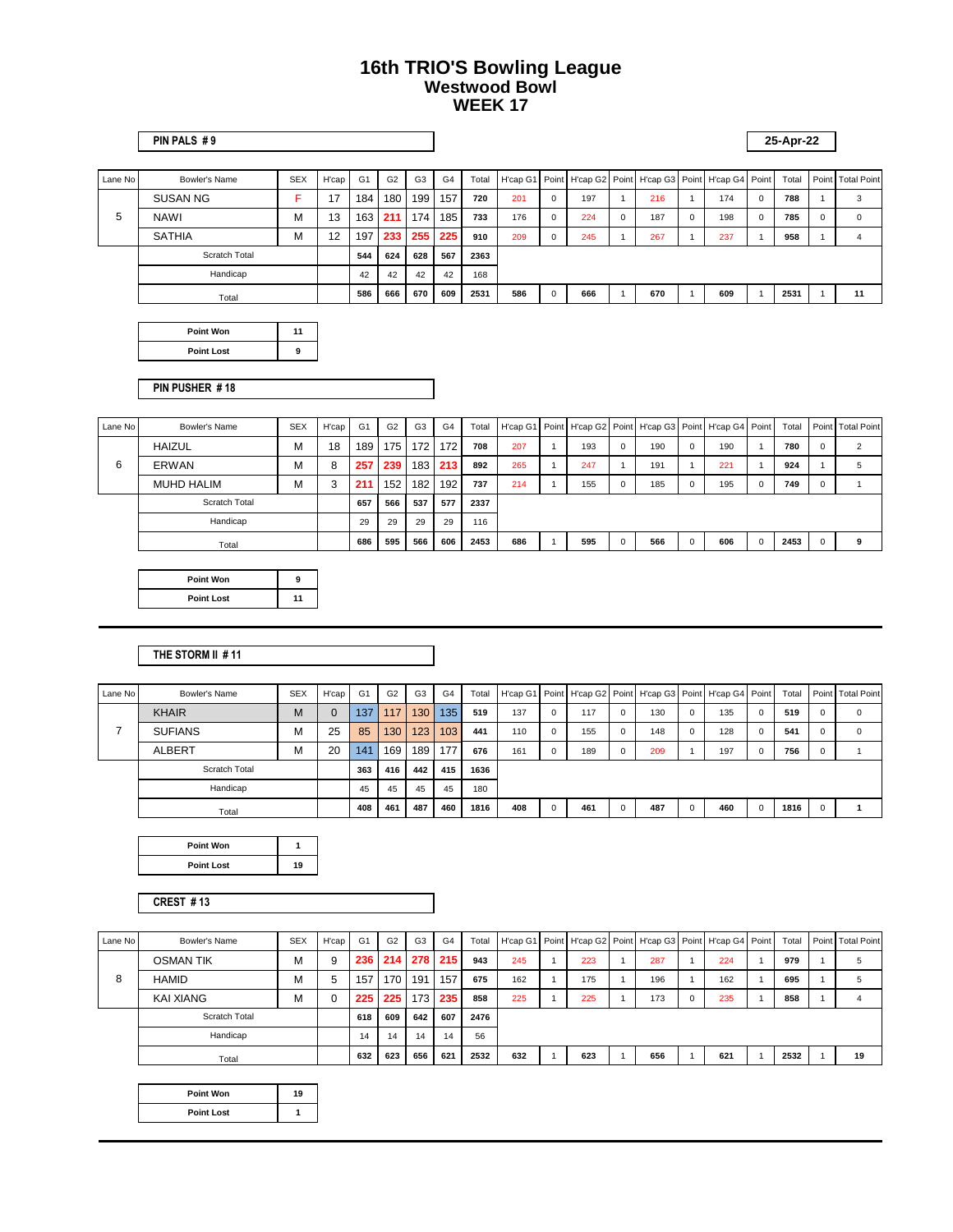# 16th TRIO'S Bowling League
## Westwood Bowl
## WEEK 17

**PIN PALS # 9** — 25-Apr-22

| Lane No | Bowler's Name | SEX | H'cap | G1 | G2 | G3 | G4 | Total | H'cap G1 | Point | H'cap G2 | Point | H'cap G3 | Point | H'cap G4 | Point | Total | Point | Total Point |
|---|---|---|---|---|---|---|---|---|---|---|---|---|---|---|---|---|---|---|---|
| 5 | SUSAN NG | F | 17 | 184 | 180 | 199 | 157 | 720 | 201 | 0 | 197 | 1 | 216 | 1 | 174 | 0 | 788 | 1 | 3 |
| | NAWI | M | 13 | 163 | 211 | 174 | 185 | 733 | 176 | 0 | 224 | 0 | 187 | 0 | 198 | 0 | 785 | 0 | 0 |
| | SATHIA | M | 12 | 197 | 233 | 255 | 225 | 910 | 209 | 0 | 245 | 1 | 267 | 1 | 237 | 1 | 958 | 1 | 4 |
| | Scratch Total | | | 544 | 624 | 628 | 567 | 2363 | | | | | | | | | | | |
| | Handicap | | | 42 | 42 | 42 | 42 | 168 | | | | | | | | | | | |
| | Total | | | 586 | 666 | 670 | 609 | 2531 | 586 | 0 | 666 | 1 | 670 | 1 | 609 | 1 | 2531 | 1 | 11 |

| Point Won | 11 |
|---|---|
| Point Lost | 9 |

**PIN PUSHER # 18**

| Lane No | Bowler's Name | SEX | H'cap | G1 | G2 | G3 | G4 | Total | H'cap G1 | Point | H'cap G2 | Point | H'cap G3 | Point | H'cap G4 | Point | Total | Point | Total Point |
|---|---|---|---|---|---|---|---|---|---|---|---|---|---|---|---|---|---|---|---|
| 6 | HAIZUL | M | 18 | 189 | 175 | 172 | 172 | 708 | 207 | 1 | 193 | 0 | 190 | 0 | 190 | 1 | 780 | 0 | 2 |
| | ERWAN | M | 8 | 257 | 239 | 183 | 213 | 892 | 265 | 1 | 247 | 1 | 191 | 1 | 221 | 1 | 924 | 1 | 5 |
| | MUHD HALIM | M | 3 | 211 | 152 | 182 | 192 | 737 | 214 | 1 | 155 | 0 | 185 | 0 | 195 | 0 | 749 | 0 | 1 |
| | Scratch Total | | | 657 | 566 | 537 | 577 | 2337 | | | | | | | | | | | |
| | Handicap | | | 29 | 29 | 29 | 29 | 116 | | | | | | | | | | | |
| | Total | | | 686 | 595 | 566 | 606 | 2453 | 686 | 1 | 595 | 0 | 566 | 0 | 606 | 0 | 2453 | 0 | 9 |

| Point Won | 9 |
|---|---|
| Point Lost | 11 |

**THE STORM II # 11**

| Lane No | Bowler's Name | SEX | H'cap | G1 | G2 | G3 | G4 | Total | H'cap G1 | Point | H'cap G2 | Point | H'cap G3 | Point | H'cap G4 | Point | Total | Point | Total Point |
|---|---|---|---|---|---|---|---|---|---|---|---|---|---|---|---|---|---|---|---|
| 7 | KHAIR | M | 0 | 137 | 117 | 130 | 135 | 519 | 137 | 0 | 117 | 0 | 130 | 0 | 135 | 0 | 519 | 0 | 0 |
| | SUFIANS | M | 25 | 85 | 130 | 123 | 103 | 441 | 110 | 0 | 155 | 0 | 148 | 0 | 128 | 0 | 541 | 0 | 0 |
| | ALBERT | M | 20 | 141 | 169 | 189 | 177 | 676 | 161 | 0 | 189 | 0 | 209 | 1 | 197 | 0 | 756 | 0 | 1 |
| | Scratch Total | | | 363 | 416 | 442 | 415 | 1636 | | | | | | | | | | | |
| | Handicap | | | 45 | 45 | 45 | 45 | 180 | | | | | | | | | | | |
| | Total | | | 408 | 461 | 487 | 460 | 1816 | 408 | 0 | 461 | 0 | 487 | 0 | 460 | 0 | 1816 | 0 | 1 |

| Point Won | 1 |
|---|---|
| Point Lost | 19 |

**CREST # 13**

| Lane No | Bowler's Name | SEX | H'cap | G1 | G2 | G3 | G4 | Total | H'cap G1 | Point | H'cap G2 | Point | H'cap G3 | Point | H'cap G4 | Point | Total | Point | Total Point |
|---|---|---|---|---|---|---|---|---|---|---|---|---|---|---|---|---|---|---|---|
| 8 | OSMAN TIK | M | 9 | 236 | 214 | 278 | 215 | 943 | 245 | 1 | 223 | 1 | 287 | 1 | 224 | 1 | 979 | 1 | 5 |
| | HAMID | M | 5 | 157 | 170 | 191 | 157 | 675 | 162 | 1 | 175 | 1 | 196 | 1 | 162 | 1 | 695 | 1 | 5 |
| | KAI XIANG | M | 0 | 225 | 225 | 173 | 235 | 858 | 225 | 1 | 225 | 1 | 173 | 0 | 235 | 1 | 858 | 1 | 4 |
| | Scratch Total | | | 618 | 609 | 642 | 607 | 2476 | | | | | | | | | | | |
| | Handicap | | | 14 | 14 | 14 | 14 | 56 | | | | | | | | | | | |
| | Total | | | 632 | 623 | 656 | 621 | 2532 | 632 | 1 | 623 | 1 | 656 | 1 | 621 | 1 | 2532 | 1 | 19 |

| Point Won | 19 |
|---|---|
| Point Lost | 1 |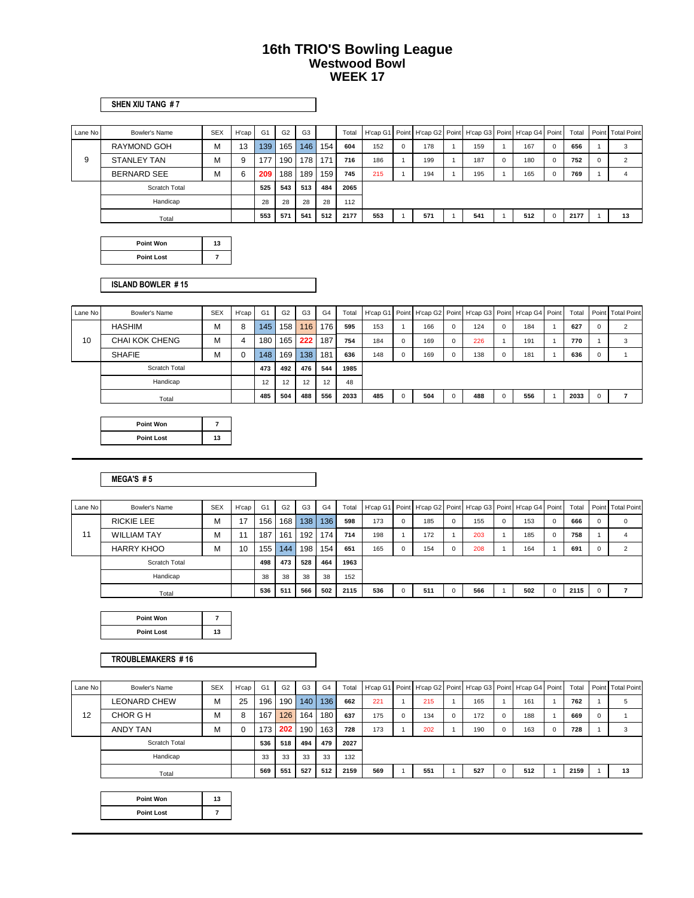# 16th TRIO'S Bowling League
## Westwood Bowl
## WEEK 17

**SHEN XIU TANG # 7**

| Lane No | Bowler's Name | SEX | H'cap | G1 | G2 | G3 | | Total | H'cap G1 | Point | H'cap G2 | Point | H'cap G3 | Point | H'cap G4 | Point | Total | Point | Total Point |
|---|---|---|---|---|---|---|---|---|---|---|---|---|---|---|---|---|---|---|---|
| 9 | RAYMOND GOH | M | 13 | 139 | 165 | 146 | 154 | 604 | 152 | 0 | 178 | 1 | 159 | 1 | 167 | 0 | 656 | 1 | 3 |
| | STANLEY TAN | M | 9 | 177 | 190 | 178 | 171 | 716 | 186 | 1 | 199 | 1 | 187 | 0 | 180 | 0 | 752 | 0 | 2 |
| | BERNARD SEE | M | 6 | 209 | 188 | 189 | 159 | 745 | 215 | 1 | 194 | 1 | 195 | 1 | 165 | 0 | 769 | 1 | 4 |
| | Scratch Total | | | 525 | 543 | 513 | 484 | 2065 | | | | | | | | | | | |
| | Handicap | | | 28 | 28 | 28 | 28 | 112 | | | | | | | | | | | |
| | Total | | | 553 | 571 | 541 | 512 | 2177 | 553 | 1 | 571 | 1 | 541 | 1 | 512 | 0 | 2177 | 1 | 13 |

| Point Won | 13 |
|---|---|
| Point Lost | 7 |

**ISLAND BOWLER # 15**

| Lane No | Bowler's Name | SEX | H'cap | G1 | G2 | G3 | G4 | Total | H'cap G1 | Point | H'cap G2 | Point | H'cap G3 | Point | H'cap G4 | Point | Total | Point | Total Point |
|---|---|---|---|---|---|---|---|---|---|---|---|---|---|---|---|---|---|---|---|
| 10 | HASHIM | M | 8 | 145 | 158 | 116 | 176 | 595 | 153 | 1 | 166 | 0 | 124 | 0 | 184 | 1 | 627 | 0 | 2 |
| | CHAI KOK CHENG | M | 4 | 180 | 165 | 222 | 187 | 754 | 184 | 0 | 169 | 0 | 226 | 1 | 191 | 1 | 770 | 1 | 3 |
| | SHAFIE | M | 0 | 148 | 169 | 138 | 181 | 636 | 148 | 0 | 169 | 0 | 138 | 0 | 181 | 1 | 636 | 0 | 1 |
| | Scratch Total | | | 473 | 492 | 476 | 544 | 1985 | | | | | | | | | | | |
| | Handicap | | | 12 | 12 | 12 | 12 | 48 | | | | | | | | | | | |
| | Total | | | 485 | 504 | 488 | 556 | 2033 | 485 | 0 | 504 | 0 | 488 | 0 | 556 | 1 | 2033 | 0 | 7 |

| Point Won | 7 |
|---|---|
| Point Lost | 13 |

---

**MEGA'S # 5**

| Lane No | Bowler's Name | SEX | H'cap | G1 | G2 | G3 | G4 | Total | H'cap G1 | Point | H'cap G2 | Point | H'cap G3 | Point | H'cap G4 | Point | Total | Point | Total Point |
|---|---|---|---|---|---|---|---|---|---|---|---|---|---|---|---|---|---|---|---|
| 11 | RICKIE LEE | M | 17 | 156 | 168 | 138 | 136 | 598 | 173 | 0 | 185 | 0 | 155 | 0 | 153 | 0 | 666 | 0 | 0 |
| | WILLIAM TAY | M | 11 | 187 | 161 | 192 | 174 | 714 | 198 | 1 | 172 | 1 | 203 | 1 | 185 | 0 | 758 | 1 | 4 |
| | HARRY KHOO | M | 10 | 155 | 144 | 198 | 154 | 651 | 165 | 0 | 154 | 0 | 208 | 1 | 164 | 1 | 691 | 0 | 2 |
| | Scratch Total | | | 498 | 473 | 528 | 464 | 1963 | | | | | | | | | | | |
| | Handicap | | | 38 | 38 | 38 | 38 | 152 | | | | | | | | | | | |
| | Total | | | 536 | 511 | 566 | 502 | 2115 | 536 | 0 | 511 | 0 | 566 | 1 | 502 | 0 | 2115 | 0 | 7 |

| Point Won | 7 |
|---|---|
| Point Lost | 13 |

**TROUBLEMAKERS # 16**

| Lane No | Bowler's Name | SEX | H'cap | G1 | G2 | G3 | G4 | Total | H'cap G1 | Point | H'cap G2 | Point | H'cap G3 | Point | H'cap G4 | Point | Total | Point | Total Point |
|---|---|---|---|---|---|---|---|---|---|---|---|---|---|---|---|---|---|---|---|
| 12 | LEONARD CHEW | M | 25 | 196 | 190 | 140 | 136 | 662 | 221 | 1 | 215 | 1 | 165 | 1 | 161 | 1 | 762 | 1 | 5 |
| | CHOR G H | M | 8 | 167 | 126 | 164 | 180 | 637 | 175 | 0 | 134 | 0 | 172 | 0 | 188 | 1 | 669 | 0 | 1 |
| | ANDY TAN | M | 0 | 173 | 202 | 190 | 163 | 728 | 173 | 1 | 202 | 1 | 190 | 0 | 163 | 0 | 728 | 1 | 3 |
| | Scratch Total | | | 536 | 518 | 494 | 479 | 2027 | | | | | | | | | | | |
| | Handicap | | | 33 | 33 | 33 | 33 | 132 | | | | | | | | | | | |
| | Total | | | 569 | 551 | 527 | 512 | 2159 | 569 | 1 | 551 | 1 | 527 | 0 | 512 | 1 | 2159 | 1 | 13 |

| Point Won | 13 |
|---|---|
| Point Lost | 7 |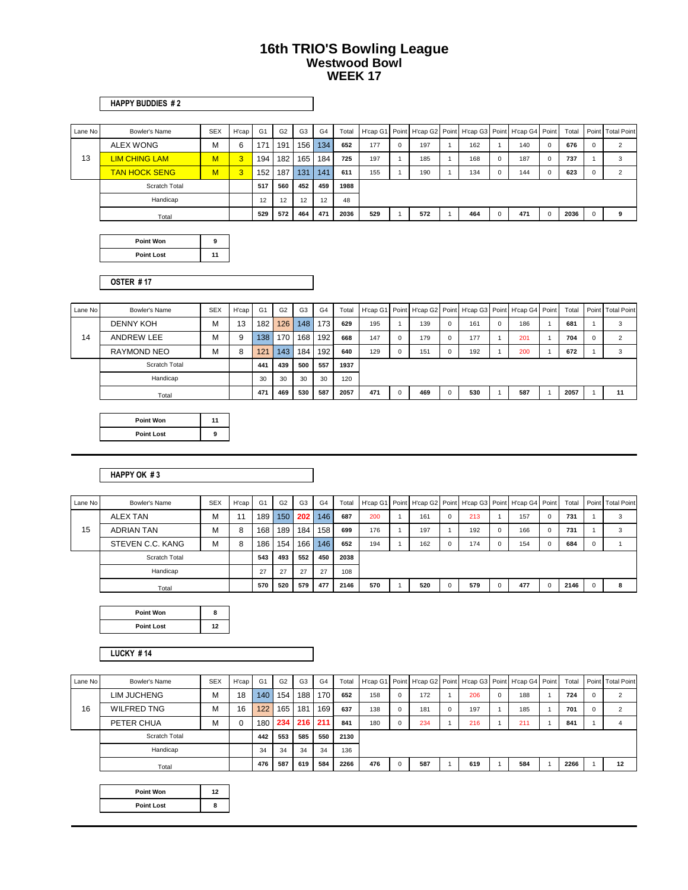# 16th TRIO'S Bowling League
## Westwood Bowl
## WEEK 17

**HAPPY BUDDIES # 2**

| Lane No | Bowler's Name | SEX | H'cap | G1 | G2 | G3 | G4 | Total | H'cap G1 | Point | H'cap G2 | Point | H'cap G3 | Point | H'cap G4 | Point | Total | Point | Total Point |
|---|---|---|---|---|---|---|---|---|---|---|---|---|---|---|---|---|---|---|---|
| 13 | ALEX WONG | M | 6 | 171 | 191 | 156 | 134 | 652 | 177 | 0 | 197 | 1 | 162 | 1 | 140 | 0 | 676 | 0 | 2 |
| | LIM CHING LAM | M | 3 | 194 | 182 | 165 | 184 | 725 | 197 | 1 | 185 | 1 | 168 | 0 | 187 | 0 | 737 | 1 | 3 |
| | TAN HOCK SENG | M | 3 | 152 | 187 | 131 | 141 | 611 | 155 | 1 | 190 | 1 | 134 | 0 | 144 | 0 | 623 | 0 | 2 |
| | Scratch Total | | | 517 | 560 | 452 | 459 | 1988 | | | | | | | | | | | |
| | Handicap | | | 12 | 12 | 12 | 12 | 48 | | | | | | | | | | | |
| | Total | | | 529 | 572 | 464 | 471 | 2036 | 529 | 1 | 572 | 1 | 464 | 0 | 471 | 0 | 2036 | 0 | 9 |

| Point Won | 9 |
|---|---|
| Point Lost | 11 |

**OSTER # 17**

| Lane No | Bowler's Name | SEX | H'cap | G1 | G2 | G3 | G4 | Total | H'cap G1 | Point | H'cap G2 | Point | H'cap G3 | Point | H'cap G4 | Point | Total | Point | Total Point |
|---|---|---|---|---|---|---|---|---|---|---|---|---|---|---|---|---|---|---|---|
| 14 | DENNY KOH | M | 13 | 182 | 126 | 148 | 173 | 629 | 195 | 1 | 139 | 0 | 161 | 0 | 186 | 1 | 681 | 1 | 3 |
| | ANDREW LEE | M | 9 | 138 | 170 | 168 | 192 | 668 | 147 | 0 | 179 | 0 | 177 | 1 | 201 | 1 | 704 | 0 | 2 |
| | RAYMOND NEO | M | 8 | 121 | 143 | 184 | 192 | 640 | 129 | 0 | 151 | 0 | 192 | 1 | 200 | 1 | 672 | 1 | 3 |
| | Scratch Total | | | 441 | 439 | 500 | 557 | 1937 | | | | | | | | | | | |
| | Handicap | | | 30 | 30 | 30 | 30 | 120 | | | | | | | | | | | |
| | Total | | | 471 | 469 | 530 | 587 | 2057 | 471 | 0 | 469 | 0 | 530 | 1 | 587 | 1 | 2057 | 1 | 11 |

| Point Won | 11 |
|---|---|
| Point Lost | 9 |

**HAPPY OK # 3**

| Lane No | Bowler's Name | SEX | H'cap | G1 | G2 | G3 | G4 | Total | H'cap G1 | Point | H'cap G2 | Point | H'cap G3 | Point | H'cap G4 | Point | Total | Point | Total Point |
|---|---|---|---|---|---|---|---|---|---|---|---|---|---|---|---|---|---|---|---|
| 15 | ALEX TAN | M | 11 | 189 | 150 | 202 | 146 | 687 | 200 | 1 | 161 | 0 | 213 | 1 | 157 | 0 | 731 | 1 | 3 |
| | ADRIAN TAN | M | 8 | 168 | 189 | 184 | 158 | 699 | 176 | 1 | 197 | 1 | 192 | 0 | 166 | 0 | 731 | 1 | 3 |
| | STEVEN C.C. KANG | M | 8 | 186 | 154 | 166 | 146 | 652 | 194 | 1 | 162 | 0 | 174 | 0 | 154 | 0 | 684 | 0 | 1 |
| | Scratch Total | | | 543 | 493 | 552 | 450 | 2038 | | | | | | | | | | | |
| | Handicap | | | 27 | 27 | 27 | 27 | 108 | | | | | | | | | | | |
| | Total | | | 570 | 520 | 579 | 477 | 2146 | 570 | 1 | 520 | 0 | 579 | 0 | 477 | 0 | 2146 | 0 | 8 |

| Point Won | 8 |
|---|---|
| Point Lost | 12 |

**LUCKY # 14**

| Lane No | Bowler's Name | SEX | H'cap | G1 | G2 | G3 | G4 | Total | H'cap G1 | Point | H'cap G2 | Point | H'cap G3 | Point | H'cap G4 | Point | Total | Point | Total Point |
|---|---|---|---|---|---|---|---|---|---|---|---|---|---|---|---|---|---|---|---|
| 16 | LIM JUCHENG | M | 18 | 140 | 154 | 188 | 170 | 652 | 158 | 0 | 172 | 1 | 206 | 0 | 188 | 1 | 724 | 0 | 2 |
| | WILFRED TNG | M | 16 | 122 | 165 | 181 | 169 | 637 | 138 | 0 | 181 | 0 | 197 | 1 | 185 | 1 | 701 | 0 | 2 |
| | PETER CHUA | M | 0 | 180 | 234 | 216 | 211 | 841 | 180 | 0 | 234 | 1 | 216 | 1 | 211 | 1 | 841 | 1 | 4 |
| | Scratch Total | | | 442 | 553 | 585 | 550 | 2130 | | | | | | | | | | | |
| | Handicap | | | 34 | 34 | 34 | 34 | 136 | | | | | | | | | | | |
| | Total | | | 476 | 587 | 619 | 584 | 2266 | 476 | 0 | 587 | 1 | 619 | 1 | 584 | 1 | 2266 | 1 | 12 |

| Point Won | 12 |
|---|---|
| Point Lost | 8 |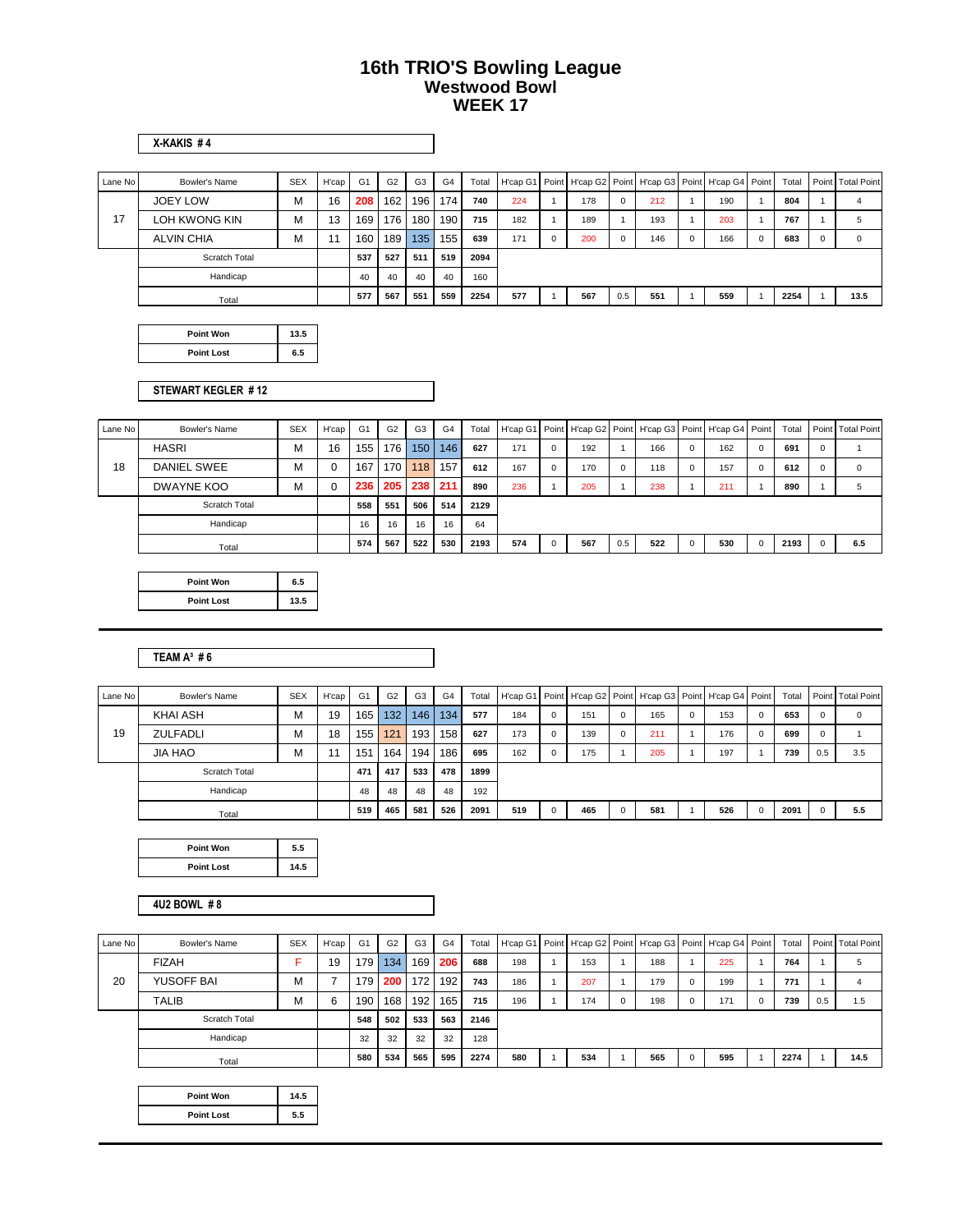# 16th TRIO'S Bowling League
## Westwood Bowl
## WEEK 17

**X-KAKIS # 4**

| Lane No | Bowler's Name | SEX | H'cap | G1 | G2 | G3 | G4 | Total | H'cap G1 | Point | H'cap G2 | Point | H'cap G3 | Point | H'cap G4 | Point | Total | Point | Total Point |
|---|---|---|---|---|---|---|---|---|---|---|---|---|---|---|---|---|---|---|---|
| 17 | JOEY LOW | M | 16 | 208 | 162 | 196 | 174 | 740 | 224 | 1 | 178 | 0 | 212 | 1 | 190 | 1 | 804 | 1 | 4 |
| | LOH KWONG KIN | M | 13 | 169 | 176 | 180 | 190 | 715 | 182 | 1 | 189 | 1 | 193 | 1 | 203 | 1 | 767 | 1 | 5 |
| | ALVIN CHIA | M | 11 | 160 | 189 | 135 | 155 | 639 | 171 | 0 | 200 | 0 | 146 | 0 | 166 | 0 | 683 | 0 | 0 |
| | Scratch Total | | | 537 | 527 | 511 | 519 | 2094 | | | | | | | | | | | |
| | Handicap | | | 40 | 40 | 40 | 40 | 160 | | | | | | | | | | | |
| | Total | | | 577 | 567 | 551 | 559 | 2254 | 577 | 1 | 567 | 0.5 | 551 | 1 | 559 | 1 | 2254 | 1 | 13.5 |

| Point Won | 13.5 |
|---|---|
| Point Lost | 6.5 |

**STEWART KEGLER # 12**

| Lane No | Bowler's Name | SEX | H'cap | G1 | G2 | G3 | G4 | Total | H'cap G1 | Point | H'cap G2 | Point | H'cap G3 | Point | H'cap G4 | Point | Total | Point | Total Point |
|---|---|---|---|---|---|---|---|---|---|---|---|---|---|---|---|---|---|---|---|
| 18 | HASRI | M | 16 | 155 | 176 | 150 | 146 | 627 | 171 | 0 | 192 | 1 | 166 | 0 | 162 | 0 | 691 | 0 | 1 |
| | DANIEL SWEE | M | 0 | 167 | 170 | 118 | 157 | 612 | 167 | 0 | 170 | 0 | 118 | 0 | 157 | 0 | 612 | 0 | 0 |
| | DWAYNE KOO | M | 0 | 236 | 205 | 238 | 211 | 890 | 236 | 1 | 205 | 1 | 238 | 1 | 211 | 1 | 890 | 1 | 5 |
| | Scratch Total | | | 558 | 551 | 506 | 514 | 2129 | | | | | | | | | | | |
| | Handicap | | | 16 | 16 | 16 | 16 | 64 | | | | | | | | | | | |
| | Total | | | 574 | 567 | 522 | 530 | 2193 | 574 | 0 | 567 | 0.5 | 522 | 0 | 530 | 0 | 2193 | 0 | 6.5 |

| Point Won | 6.5 |
|---|---|
| Point Lost | 13.5 |

**TEAM A³ # 6**

| Lane No | Bowler's Name | SEX | H'cap | G1 | G2 | G3 | G4 | Total | H'cap G1 | Point | H'cap G2 | Point | H'cap G3 | Point | H'cap G4 | Point | Total | Point | Total Point |
|---|---|---|---|---|---|---|---|---|---|---|---|---|---|---|---|---|---|---|---|
| 19 | KHAI ASH | M | 19 | 165 | 132 | 146 | 134 | 577 | 184 | 0 | 151 | 0 | 165 | 0 | 153 | 0 | 653 | 0 | 0 |
| | ZULFADLI | M | 18 | 155 | 121 | 193 | 158 | 627 | 173 | 0 | 139 | 0 | 211 | 1 | 176 | 0 | 699 | 0 | 1 |
| | JIA HAO | M | 11 | 151 | 164 | 194 | 186 | 695 | 162 | 0 | 175 | 1 | 205 | 1 | 197 | 1 | 739 | 0.5 | 3.5 |
| | Scratch Total | | | 471 | 417 | 533 | 478 | 1899 | | | | | | | | | | | |
| | Handicap | | | 48 | 48 | 48 | 48 | 192 | | | | | | | | | | | |
| | Total | | | 519 | 465 | 581 | 526 | 2091 | 519 | 0 | 465 | 0 | 581 | 1 | 526 | 0 | 2091 | 0 | 5.5 |

| Point Won | 5.5 |
|---|---|
| Point Lost | 14.5 |

**4U2 BOWL # 8**

| Lane No | Bowler's Name | SEX | H'cap | G1 | G2 | G3 | G4 | Total | H'cap G1 | Point | H'cap G2 | Point | H'cap G3 | Point | H'cap G4 | Point | Total | Point | Total Point |
|---|---|---|---|---|---|---|---|---|---|---|---|---|---|---|---|---|---|---|---|
| 20 | FIZAH | F | 19 | 179 | 134 | 169 | 206 | 688 | 198 | 1 | 153 | 1 | 188 | 1 | 225 | 1 | 764 | 1 | 5 |
| | YUSOFF BAI | M | 7 | 179 | 200 | 172 | 192 | 743 | 186 | 1 | 207 | 1 | 179 | 0 | 199 | 1 | 771 | 1 | 4 |
| | TALIB | M | 6 | 190 | 168 | 192 | 165 | 715 | 196 | 1 | 174 | 0 | 198 | 0 | 171 | 0 | 739 | 0.5 | 1.5 |
| | Scratch Total | | | 548 | 502 | 533 | 563 | 2146 | | | | | | | | | | | |
| | Handicap | | | 32 | 32 | 32 | 32 | 128 | | | | | | | | | | | |
| | Total | | | 580 | 534 | 565 | 595 | 2274 | 580 | 1 | 534 | 1 | 565 | 0 | 595 | 1 | 2274 | 1 | 14.5 |

| Point Won | 14.5 |
|---|---|
| Point Lost | 5.5 |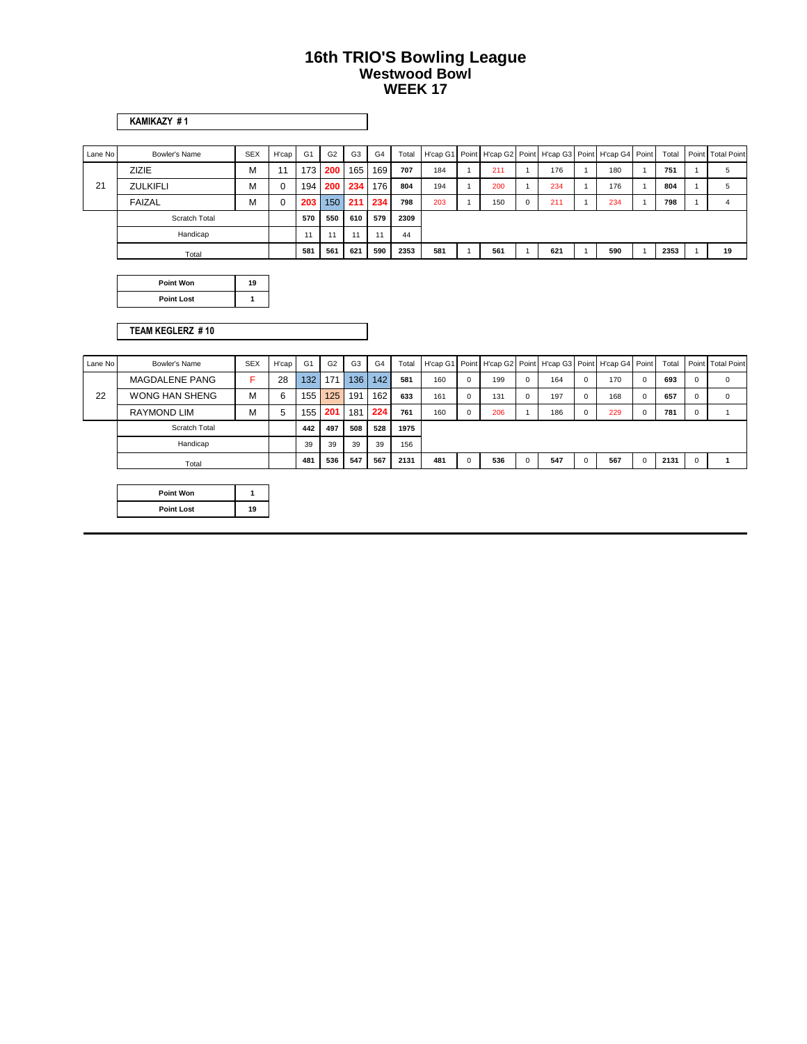# 16th TRIO'S Bowling League
## Westwood Bowl
## WEEK 17

**KAMIKAZY # 1**

| Lane No | Bowler's Name | SEX | H'cap | G1 | G2 | G3 | G4 | Total | H'cap G1 | Point | H'cap G2 | Point | H'cap G3 | Point | H'cap G4 | Point | Total | Point | Total Point |
|---|---|---|---|---|---|---|---|---|---|---|---|---|---|---|---|---|---|---|---|
| 21 | ZIZIE | M | 11 | 173 | 200 | 165 | 169 | 707 | 184 | 1 | 211 | 1 | 176 | 1 | 180 | 1 | 751 | 1 | 5 |
| | ZULKIFLI | M | 0 | 194 | 200 | 234 | 176 | 804 | 194 | 1 | 200 | 1 | 234 | 1 | 176 | 1 | 804 | 1 | 5 |
| | FAIZAL | M | 0 | 203 | 150 | 211 | 234 | 798 | 203 | 1 | 150 | 0 | 211 | 1 | 234 | 1 | 798 | 1 | 4 |
| | Scratch Total | | | 570 | 550 | 610 | 579 | 2309 | | | | | | | | | | | |
| | Handicap | | | 11 | 11 | 11 | 11 | 44 | | | | | | | | | | | |
| | Total | | | 581 | 561 | 621 | 590 | 2353 | 581 | 1 | 561 | 1 | 621 | 1 | 590 | 1 | 2353 | 1 | 19 |

| Point Won | 19 |
|---|---|
| Point Lost | 1 |

**TEAM KEGLERZ # 10**

| Lane No | Bowler's Name | SEX | H'cap | G1 | G2 | G3 | G4 | Total | H'cap G1 | Point | H'cap G2 | Point | H'cap G3 | Point | H'cap G4 | Point | Total | Point | Total Point |
|---|---|---|---|---|---|---|---|---|---|---|---|---|---|---|---|---|---|---|---|
| 22 | MAGDALENE PANG | F | 28 | 132 | 171 | 136 | 142 | 581 | 160 | 0 | 199 | 0 | 164 | 0 | 170 | 0 | 693 | 0 | 0 |
| | WONG HAN SHENG | M | 6 | 155 | 125 | 191 | 162 | 633 | 161 | 0 | 131 | 0 | 197 | 0 | 168 | 0 | 657 | 0 | 0 |
| | RAYMOND LIM | M | 5 | 155 | 201 | 181 | 224 | 761 | 160 | 0 | 206 | 1 | 186 | 0 | 229 | 0 | 781 | 0 | 1 |
| | Scratch Total | | | 442 | 497 | 508 | 528 | 1975 | | | | | | | | | | | |
| | Handicap | | | 39 | 39 | 39 | 39 | 156 | | | | | | | | | | | |
| | Total | | | 481 | 536 | 547 | 567 | 2131 | 481 | 0 | 536 | 0 | 547 | 0 | 567 | 0 | 2131 | 0 | 1 |

| Point Won | 1 |
|---|---|
| Point Lost | 19 |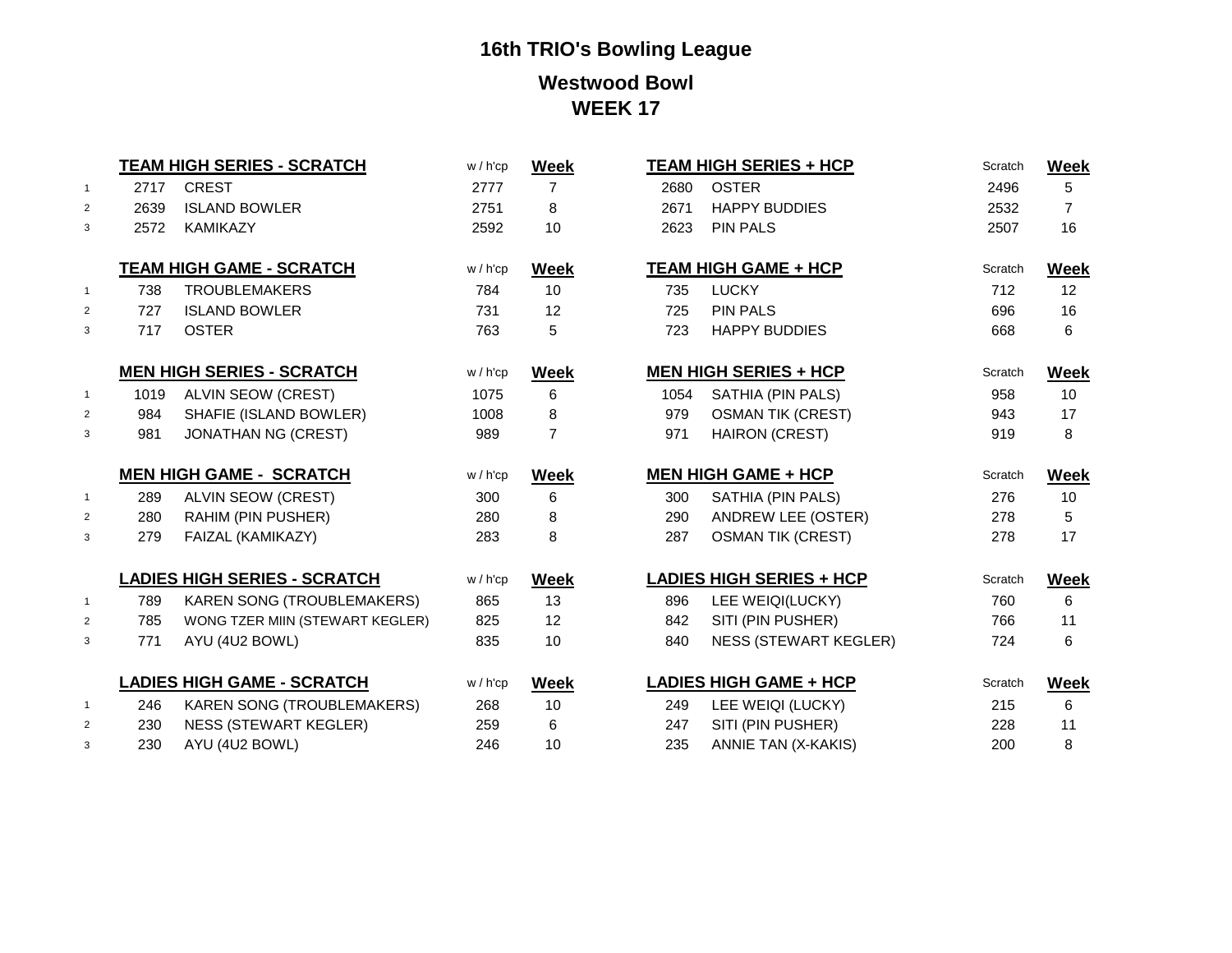# 16th TRIO's Bowling League

## Westwood Bowl

## WEEK 17

| | | TEAM HIGH SERIES - SCRATCH | w / h'cp | Week | | TEAM HIGH SERIES + HCP | Scratch | Week |
|---|---|---|---|---|---|---|---|---|
| 1 | 2717 | CREST | 2777 | 7 | 2680 | OSTER | 2496 | 5 |
| 2 | 2639 | ISLAND BOWLER | 2751 | 8 | 2671 | HAPPY BUDDIES | 2532 | 7 |
| 3 | 2572 | KAMIKAZY | 2592 | 10 | 2623 | PIN PALS | 2507 | 16 |

| | | TEAM HIGH GAME - SCRATCH | w / h'cp | Week | | TEAM HIGH GAME + HCP | Scratch | Week |
|---|---|---|---|---|---|---|---|---|
| 1 | 738 | TROUBLEMAKERS | 784 | 10 | 735 | LUCKY | 712 | 12 |
| 2 | 727 | ISLAND BOWLER | 731 | 12 | 725 | PIN PALS | 696 | 16 |
| 3 | 717 | OSTER | 763 | 5 | 723 | HAPPY BUDDIES | 668 | 6 |

| | | MEN HIGH SERIES - SCRATCH | w / h'cp | Week | | MEN HIGH SERIES + HCP | Scratch | Week |
|---|---|---|---|---|---|---|---|---|
| 1 | 1019 | ALVIN SEOW (CREST) | 1075 | 6 | 1054 | SATHIA (PIN PALS) | 958 | 10 |
| 2 | 984 | SHAFIE (ISLAND BOWLER) | 1008 | 8 | 979 | OSMAN TIK (CREST) | 943 | 17 |
| 3 | 981 | JONATHAN NG (CREST) | 989 | 7 | 971 | HAIRON (CREST) | 919 | 8 |

| | | MEN HIGH GAME - SCRATCH | w / h'cp | Week | | MEN HIGH GAME + HCP | Scratch | Week |
|---|---|---|---|---|---|---|---|---|
| 1 | 289 | ALVIN SEOW (CREST) | 300 | 6 | 300 | SATHIA (PIN PALS) | 276 | 10 |
| 2 | 280 | RAHIM (PIN PUSHER) | 280 | 8 | 290 | ANDREW LEE (OSTER) | 278 | 5 |
| 3 | 279 | FAIZAL (KAMIKAZY) | 283 | 8 | 287 | OSMAN TIK (CREST) | 278 | 17 |

| | | LADIES HIGH SERIES - SCRATCH | w / h'cp | Week | | LADIES HIGH SERIES + HCP | Scratch | Week |
|---|---|---|---|---|---|---|---|---|
| 1 | 789 | KAREN SONG (TROUBLEMAKERS) | 865 | 13 | 896 | LEE WEIQI(LUCKY) | 760 | 6 |
| 2 | 785 | WONG TZER MIIN (STEWART KEGLER) | 825 | 12 | 842 | SITI (PIN PUSHER) | 766 | 11 |
| 3 | 771 | AYU (4U2 BOWL) | 835 | 10 | 840 | NESS (STEWART KEGLER) | 724 | 6 |

| | | LADIES HIGH GAME - SCRATCH | w / h'cp | Week | | LADIES HIGH GAME + HCP | Scratch | Week |
|---|---|---|---|---|---|---|---|---|
| 1 | 246 | KAREN SONG (TROUBLEMAKERS) | 268 | 10 | 249 | LEE WEIQI (LUCKY) | 215 | 6 |
| 2 | 230 | NESS (STEWART KEGLER) | 259 | 6 | 247 | SITI (PIN PUSHER) | 228 | 11 |
| 3 | 230 | AYU (4U2 BOWL) | 246 | 10 | 235 | ANNIE TAN (X-KAKIS) | 200 | 8 |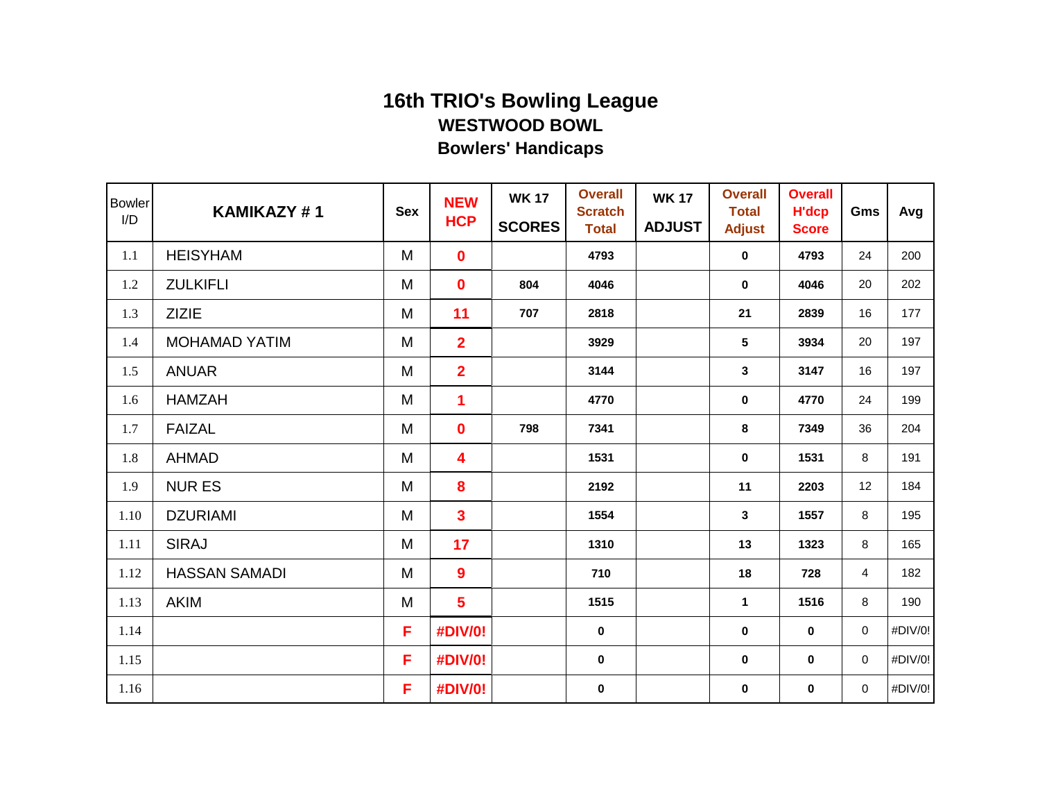# 16th TRIO's Bowling League

## WESTWOOD BOWL

## Bowlers' Handicaps

| Bowler I/D | KAMIKAZY # 1 | Sex | NEW HCP | WK 17 SCORES | Overall Scratch Total | WK 17 ADJUST | Overall Total Adjust | Overall H'dcp Score | Gms | Avg |
|---|---|---|---|---|---|---|---|---|---|---|
| 1.1 | HEISYHAM | M | 0 | | 4793 | | 0 | 4793 | 24 | 200 |
| 1.2 | ZULKIFLI | M | 0 | 804 | 4046 | | 0 | 4046 | 20 | 202 |
| 1.3 | ZIZIE | M | 11 | 707 | 2818 | | 21 | 2839 | 16 | 177 |
| 1.4 | MOHAMAD YATIM | M | 2 | | 3929 | | 5 | 3934 | 20 | 197 |
| 1.5 | ANUAR | M | 2 | | 3144 | | 3 | 3147 | 16 | 197 |
| 1.6 | HAMZAH | M | 1 | | 4770 | | 0 | 4770 | 24 | 199 |
| 1.7 | FAIZAL | M | 0 | 798 | 7341 | | 8 | 7349 | 36 | 204 |
| 1.8 | AHMAD | M | 4 | | 1531 | | 0 | 1531 | 8 | 191 |
| 1.9 | NUR ES | M | 8 | | 2192 | | 11 | 2203 | 12 | 184 |
| 1.10 | DZURIAMI | M | 3 | | 1554 | | 3 | 1557 | 8 | 195 |
| 1.11 | SIRAJ | M | 17 | | 1310 | | 13 | 1323 | 8 | 165 |
| 1.12 | HASSAN SAMADI | M | 9 | | 710 | | 18 | 728 | 4 | 182 |
| 1.13 | AKIM | M | 5 | | 1515 | | 1 | 1516 | 8 | 190 |
| 1.14 | | F | #DIV/0! | | 0 | | 0 | 0 | 0 | #DIV/0! |
| 1.15 | | F | #DIV/0! | | 0 | | 0 | 0 | 0 | #DIV/0! |
| 1.16 | | F | #DIV/0! | | 0 | | 0 | 0 | 0 | #DIV/0! |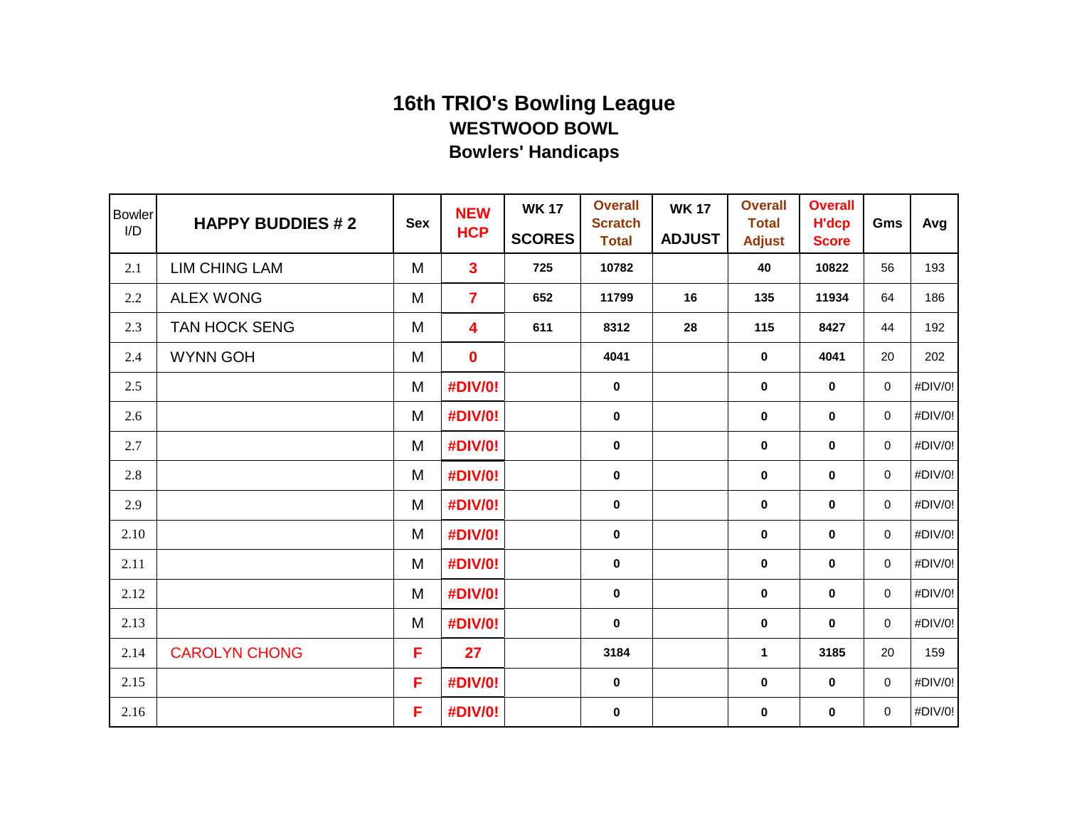# 16th TRIO's Bowling League

## WESTWOOD BOWL

## Bowlers' Handicaps

| Bowler I/D | HAPPY BUDDIES # 2 | Sex | NEW HCP | WK 17 SCORES | Overall Scratch Total | WK 17 ADJUST | Overall Total Adjust | Overall H'dcp Score | Gms | Avg |
|---|---|---|---|---|---|---|---|---|---|---|
| 2.1 | LIM CHING LAM | M | 3 | 725 | 10782 | | 40 | 10822 | 56 | 193 |
| 2.2 | ALEX WONG | M | 7 | 652 | 11799 | 16 | 135 | 11934 | 64 | 186 |
| 2.3 | TAN HOCK SENG | M | 4 | 611 | 8312 | 28 | 115 | 8427 | 44 | 192 |
| 2.4 | WYNN GOH | M | 0 | | 4041 | | 0 | 4041 | 20 | 202 |
| 2.5 | | M | #DIV/0! | | 0 | | 0 | 0 | 0 | #DIV/0! |
| 2.6 | | M | #DIV/0! | | 0 | | 0 | 0 | 0 | #DIV/0! |
| 2.7 | | M | #DIV/0! | | 0 | | 0 | 0 | 0 | #DIV/0! |
| 2.8 | | M | #DIV/0! | | 0 | | 0 | 0 | 0 | #DIV/0! |
| 2.9 | | M | #DIV/0! | | 0 | | 0 | 0 | 0 | #DIV/0! |
| 2.10 | | M | #DIV/0! | | 0 | | 0 | 0 | 0 | #DIV/0! |
| 2.11 | | M | #DIV/0! | | 0 | | 0 | 0 | 0 | #DIV/0! |
| 2.12 | | M | #DIV/0! | | 0 | | 0 | 0 | 0 | #DIV/0! |
| 2.13 | | M | #DIV/0! | | 0 | | 0 | 0 | 0 | #DIV/0! |
| 2.14 | CAROLYN CHONG | F | 27 | | 3184 | | 1 | 3185 | 20 | 159 |
| 2.15 | | F | #DIV/0! | | 0 | | 0 | 0 | 0 | #DIV/0! |
| 2.16 | | F | #DIV/0! | | 0 | | 0 | 0 | 0 | #DIV/0! |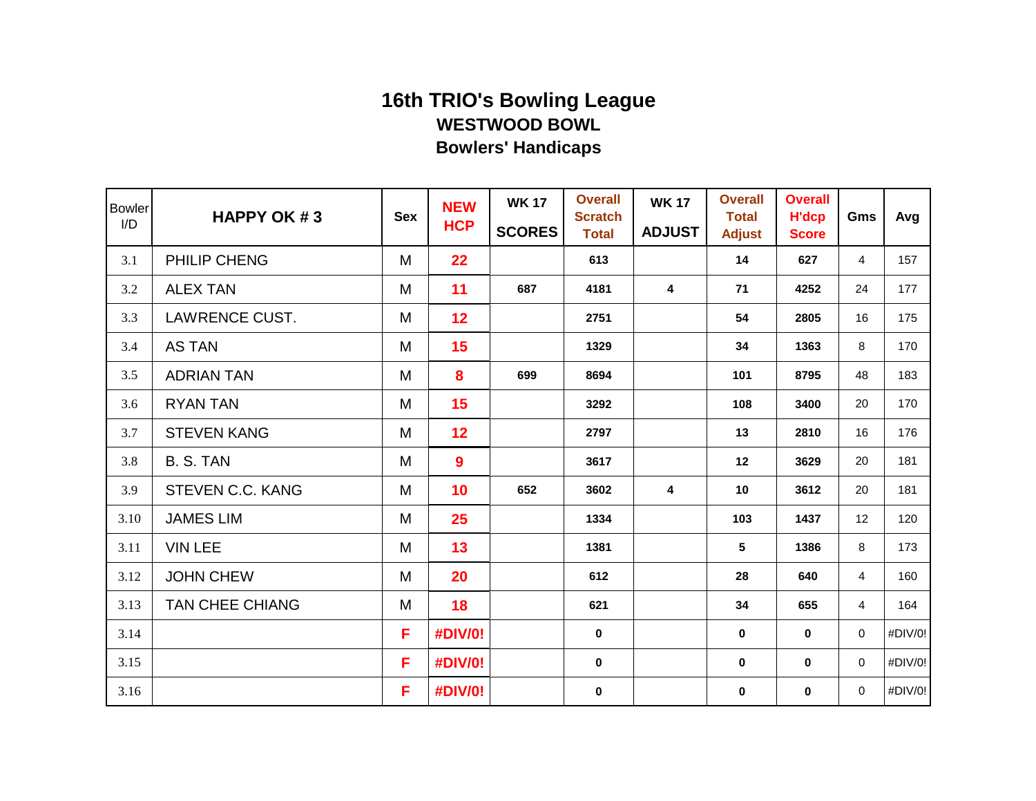# 16th TRIO's Bowling League

## WESTWOOD BOWL

## Bowlers' Handicaps

| Bowler I/D | HAPPY OK # 3 | Sex | NEW HCP | WK 17 SCORES | Overall Scratch Total | WK 17 ADJUST | Overall Total Adjust | Overall H'dcp Score | Gms | Avg |
|---|---|---|---|---|---|---|---|---|---|---|
| 3.1 | PHILIP CHENG | M | 22 | | 613 | | 14 | 627 | 4 | 157 |
| 3.2 | ALEX TAN | M | 11 | 687 | 4181 | 4 | 71 | 4252 | 24 | 177 |
| 3.3 | LAWRENCE CUST. | M | 12 | | 2751 | | 54 | 2805 | 16 | 175 |
| 3.4 | AS TAN | M | 15 | | 1329 | | 34 | 1363 | 8 | 170 |
| 3.5 | ADRIAN TAN | M | 8 | 699 | 8694 | | 101 | 8795 | 48 | 183 |
| 3.6 | RYAN TAN | M | 15 | | 3292 | | 108 | 3400 | 20 | 170 |
| 3.7 | STEVEN KANG | M | 12 | | 2797 | | 13 | 2810 | 16 | 176 |
| 3.8 | B. S. TAN | M | 9 | | 3617 | | 12 | 3629 | 20 | 181 |
| 3.9 | STEVEN C.C. KANG | M | 10 | 652 | 3602 | 4 | 10 | 3612 | 20 | 181 |
| 3.10 | JAMES LIM | M | 25 | | 1334 | | 103 | 1437 | 12 | 120 |
| 3.11 | VIN LEE | M | 13 | | 1381 | | 5 | 1386 | 8 | 173 |
| 3.12 | JOHN CHEW | M | 20 | | 612 | | 28 | 640 | 4 | 160 |
| 3.13 | TAN CHEE CHIANG | M | 18 | | 621 | | 34 | 655 | 4 | 164 |
| 3.14 | | F | #DIV/0! | | 0 | | 0 | 0 | 0 | #DIV/0! |
| 3.15 | | F | #DIV/0! | | 0 | | 0 | 0 | 0 | #DIV/0! |
| 3.16 | | F | #DIV/0! | | 0 | | 0 | 0 | 0 | #DIV/0! |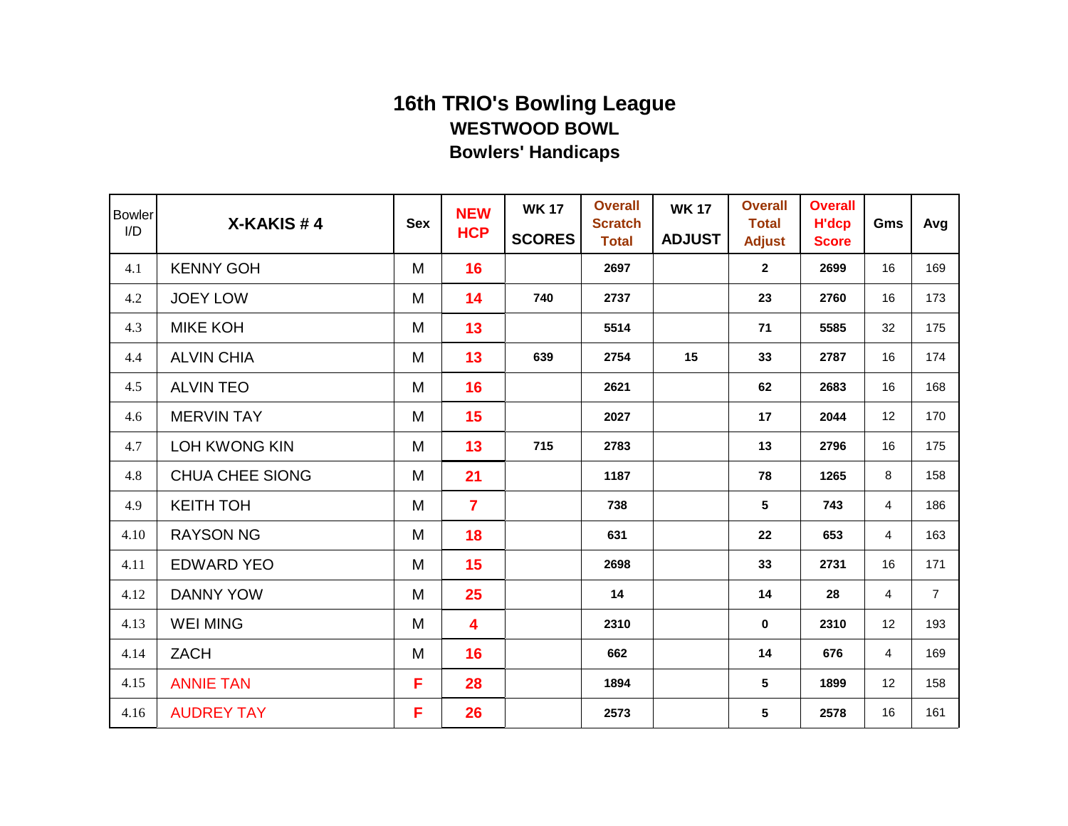# 16th TRIO's Bowling League

## WESTWOOD BOWL

## Bowlers' Handicaps

| Bowler I/D | X-KAKIS # 4 | Sex | NEW HCP | WK 17 SCORES | Overall Scratch Total | WK 17 ADJUST | Overall Total Adjust | Overall H'dcp Score | Gms | Avg |
|---|---|---|---|---|---|---|---|---|---|---|
| 4.1 | KENNY GOH | M | 16 | | 2697 | | 2 | 2699 | 16 | 169 |
| 4.2 | JOEY LOW | M | 14 | 740 | 2737 | | 23 | 2760 | 16 | 173 |
| 4.3 | MIKE KOH | M | 13 | | 5514 | | 71 | 5585 | 32 | 175 |
| 4.4 | ALVIN CHIA | M | 13 | 639 | 2754 | 15 | 33 | 2787 | 16 | 174 |
| 4.5 | ALVIN TEO | M | 16 | | 2621 | | 62 | 2683 | 16 | 168 |
| 4.6 | MERVIN TAY | M | 15 | | 2027 | | 17 | 2044 | 12 | 170 |
| 4.7 | LOH KWONG KIN | M | 13 | 715 | 2783 | | 13 | 2796 | 16 | 175 |
| 4.8 | CHUA CHEE SIONG | M | 21 | | 1187 | | 78 | 1265 | 8 | 158 |
| 4.9 | KEITH TOH | M | 7 | | 738 | | 5 | 743 | 4 | 186 |
| 4.10 | RAYSON NG | M | 18 | | 631 | | 22 | 653 | 4 | 163 |
| 4.11 | EDWARD YEO | M | 15 | | 2698 | | 33 | 2731 | 16 | 171 |
| 4.12 | DANNY YOW | M | 25 | | 14 | | 14 | 28 | 4 | 7 |
| 4.13 | WEI MING | M | 4 | | 2310 | | 0 | 2310 | 12 | 193 |
| 4.14 | ZACH | M | 16 | | 662 | | 14 | 676 | 4 | 169 |
| 4.15 | ANNIE TAN | F | 28 | | 1894 | | 5 | 1899 | 12 | 158 |
| 4.16 | AUDREY TAY | F | 26 | | 2573 | | 5 | 2578 | 16 | 161 |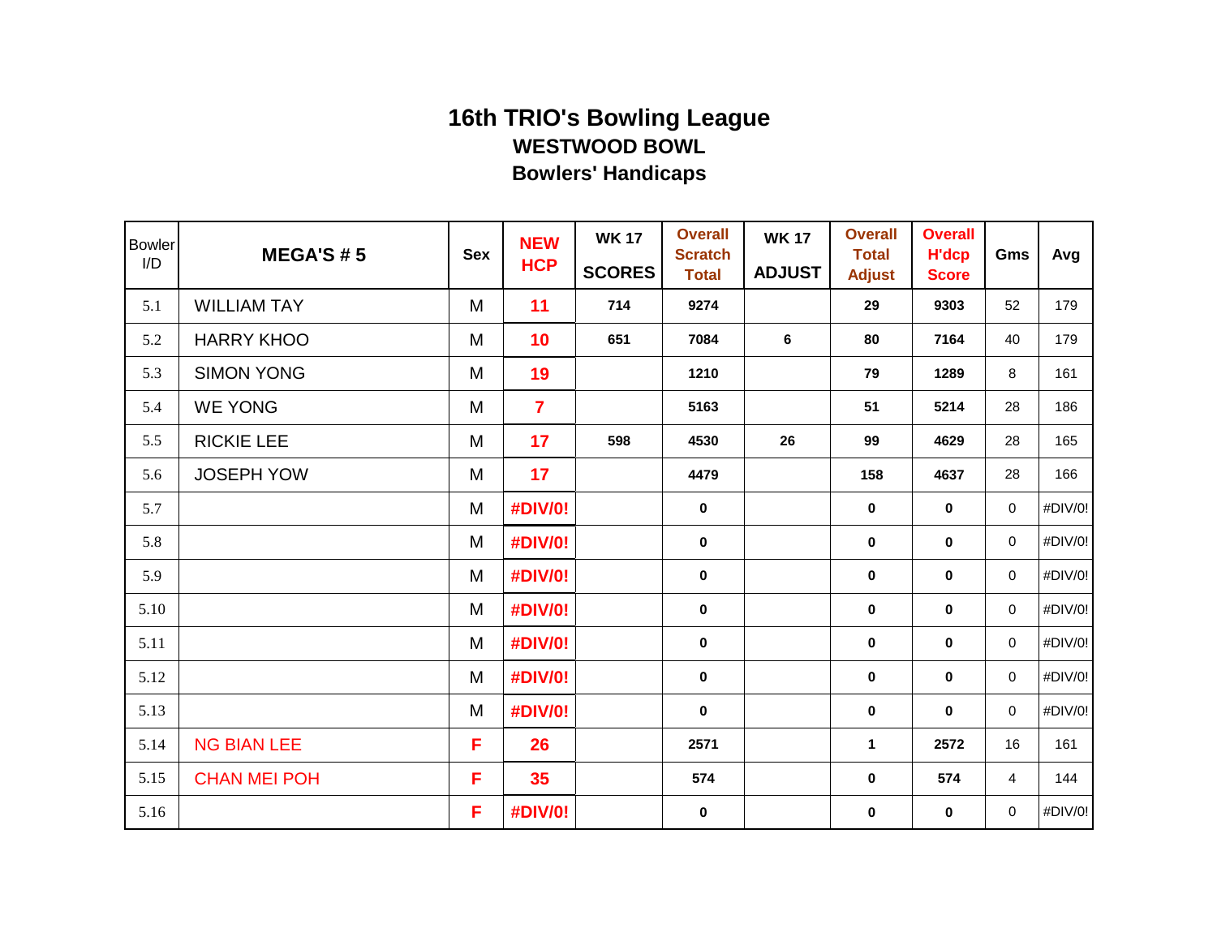# 16th TRIO's Bowling League

## WESTWOOD BOWL

## Bowlers' Handicaps

| Bowler I/D | MEGA'S # 5 | Sex | NEW HCP | WK 17 SCORES | Overall Scratch Total | WK 17 ADJUST | Overall Total Adjust | Overall H'dcp Score | Gms | Avg |
|---|---|---|---|---|---|---|---|---|---|---|
| 5.1 | WILLIAM TAY | M | 11 | 714 | 9274 | | 29 | 9303 | 52 | 179 |
| 5.2 | HARRY KHOO | M | 10 | 651 | 7084 | 6 | 80 | 7164 | 40 | 179 |
| 5.3 | SIMON YONG | M | 19 | | 1210 | | 79 | 1289 | 8 | 161 |
| 5.4 | WE YONG | M | 7 | | 5163 | | 51 | 5214 | 28 | 186 |
| 5.5 | RICKIE LEE | M | 17 | 598 | 4530 | 26 | 99 | 4629 | 28 | 165 |
| 5.6 | JOSEPH YOW | M | 17 | | 4479 | | 158 | 4637 | 28 | 166 |
| 5.7 | | M | #DIV/0! | | 0 | | 0 | 0 | 0 | #DIV/0! |
| 5.8 | | M | #DIV/0! | | 0 | | 0 | 0 | 0 | #DIV/0! |
| 5.9 | | M | #DIV/0! | | 0 | | 0 | 0 | 0 | #DIV/0! |
| 5.10 | | M | #DIV/0! | | 0 | | 0 | 0 | 0 | #DIV/0! |
| 5.11 | | M | #DIV/0! | | 0 | | 0 | 0 | 0 | #DIV/0! |
| 5.12 | | M | #DIV/0! | | 0 | | 0 | 0 | 0 | #DIV/0! |
| 5.13 | | M | #DIV/0! | | 0 | | 0 | 0 | 0 | #DIV/0! |
| 5.14 | NG BIAN LEE | F | 26 | | 2571 | | 1 | 2572 | 16 | 161 |
| 5.15 | CHAN MEI POH | F | 35 | | 574 | | 0 | 574 | 4 | 144 |
| 5.16 | | F | #DIV/0! | | 0 | | 0 | 0 | 0 | #DIV/0! |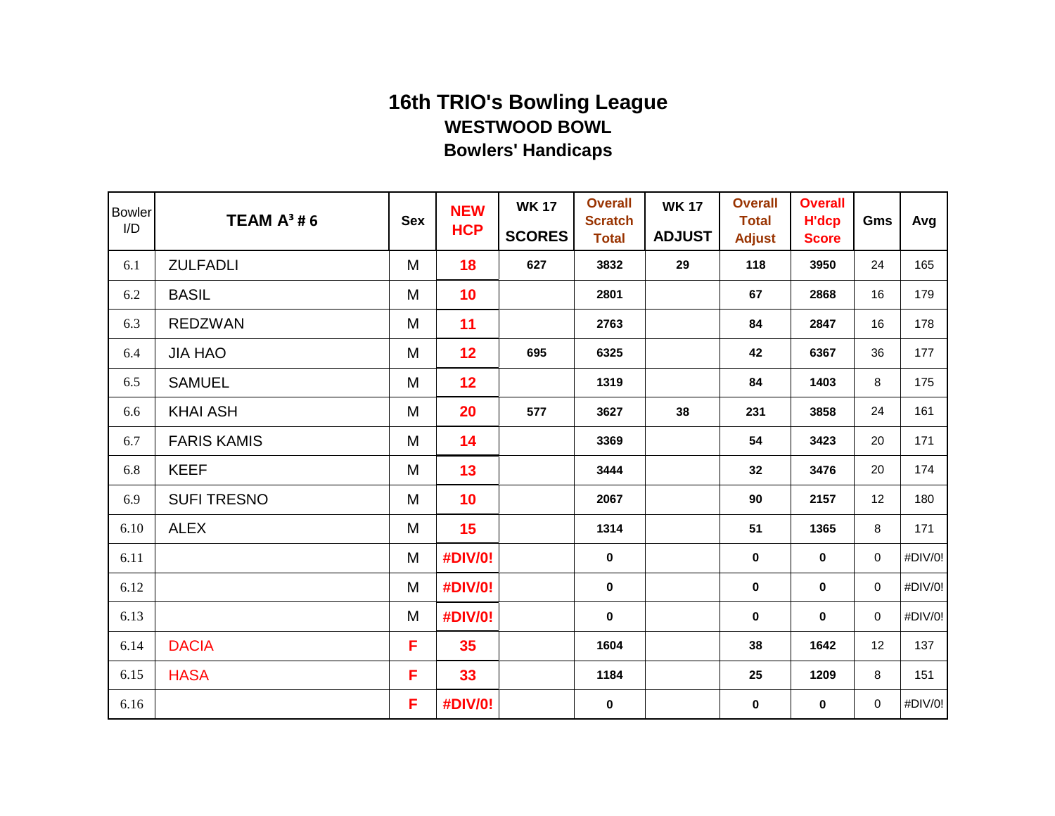# 16th TRIO's Bowling League

## WESTWOOD BOWL

## Bowlers' Handicaps

| Bowler I/D | TEAM A³ # 6 | Sex | NEW HCP | WK 17 SCORES | Overall Scratch Total | WK 17 ADJUST | Overall Total Adjust | Overall H'dcp Score | Gms | Avg |
|---|---|---|---|---|---|---|---|---|---|---|
| 6.1 | ZULFADLI | M | 18 | 627 | 3832 | 29 | 118 | 3950 | 24 | 165 |
| 6.2 | BASIL | M | 10 | | 2801 | | 67 | 2868 | 16 | 179 |
| 6.3 | REDZWAN | M | 11 | | 2763 | | 84 | 2847 | 16 | 178 |
| 6.4 | JIA HAO | M | 12 | 695 | 6325 | | 42 | 6367 | 36 | 177 |
| 6.5 | SAMUEL | M | 12 | | 1319 | | 84 | 1403 | 8 | 175 |
| 6.6 | KHAI ASH | M | 20 | 577 | 3627 | 38 | 231 | 3858 | 24 | 161 |
| 6.7 | FARIS KAMIS | M | 14 | | 3369 | | 54 | 3423 | 20 | 171 |
| 6.8 | KEEF | M | 13 | | 3444 | | 32 | 3476 | 20 | 174 |
| 6.9 | SUFI TRESNO | M | 10 | | 2067 | | 90 | 2157 | 12 | 180 |
| 6.10 | ALEX | M | 15 | | 1314 | | 51 | 1365 | 8 | 171 |
| 6.11 | | M | #DIV/0! | | 0 | | 0 | 0 | 0 | #DIV/0! |
| 6.12 | | M | #DIV/0! | | 0 | | 0 | 0 | 0 | #DIV/0! |
| 6.13 | | M | #DIV/0! | | 0 | | 0 | 0 | 0 | #DIV/0! |
| 6.14 | DACIA | F | 35 | | 1604 | | 38 | 1642 | 12 | 137 |
| 6.15 | HASA | F | 33 | | 1184 | | 25 | 1209 | 8 | 151 |
| 6.16 | | F | #DIV/0! | | 0 | | 0 | 0 | 0 | #DIV/0! |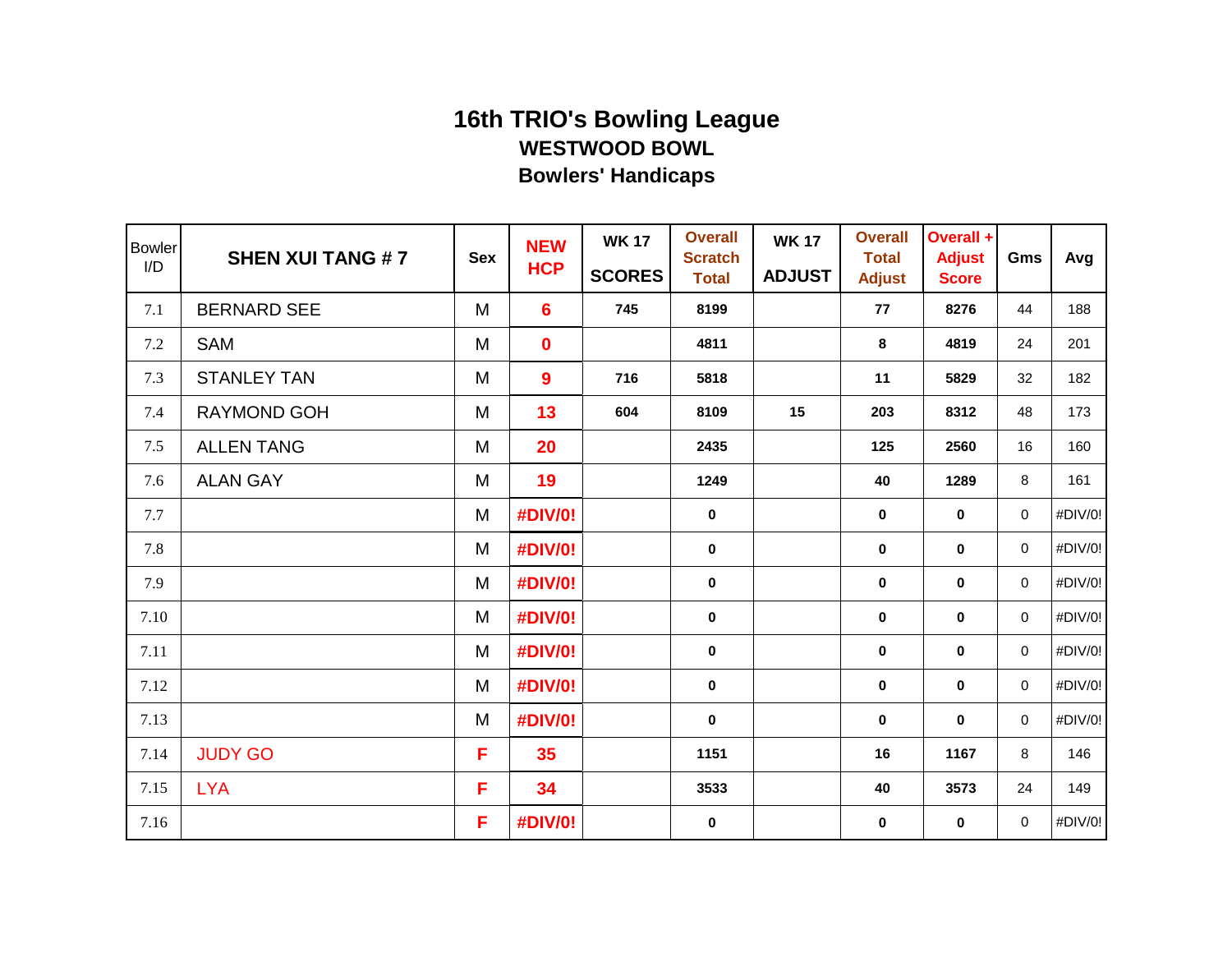# 16th TRIO's Bowling League

## WESTWOOD BOWL

## Bowlers' Handicaps

| Bowler I/D | SHEN XUI TANG # 7 | Sex | NEW HCP | WK 17 SCORES | Overall Scratch Total | WK 17 ADJUST | Overall Total Adjust | Overall + Adjust Score | Gms | Avg |
|---|---|---|---|---|---|---|---|---|---|---|
| 7.1 | BERNARD SEE | M | 6 | 745 | 8199 | | 77 | 8276 | 44 | 188 |
| 7.2 | SAM | M | 0 | | 4811 | | 8 | 4819 | 24 | 201 |
| 7.3 | STANLEY TAN | M | 9 | 716 | 5818 | | 11 | 5829 | 32 | 182 |
| 7.4 | RAYMOND GOH | M | 13 | 604 | 8109 | 15 | 203 | 8312 | 48 | 173 |
| 7.5 | ALLEN TANG | M | 20 | | 2435 | | 125 | 2560 | 16 | 160 |
| 7.6 | ALAN GAY | M | 19 | | 1249 | | 40 | 1289 | 8 | 161 |
| 7.7 | | M | #DIV/0! | | 0 | | 0 | 0 | 0 | #DIV/0! |
| 7.8 | | M | #DIV/0! | | 0 | | 0 | 0 | 0 | #DIV/0! |
| 7.9 | | M | #DIV/0! | | 0 | | 0 | 0 | 0 | #DIV/0! |
| 7.10 | | M | #DIV/0! | | 0 | | 0 | 0 | 0 | #DIV/0! |
| 7.11 | | M | #DIV/0! | | 0 | | 0 | 0 | 0 | #DIV/0! |
| 7.12 | | M | #DIV/0! | | 0 | | 0 | 0 | 0 | #DIV/0! |
| 7.13 | | M | #DIV/0! | | 0 | | 0 | 0 | 0 | #DIV/0! |
| 7.14 | JUDY GO | F | 35 | | 1151 | | 16 | 1167 | 8 | 146 |
| 7.15 | LYA | F | 34 | | 3533 | | 40 | 3573 | 24 | 149 |
| 7.16 | | F | #DIV/0! | | 0 | | 0 | 0 | 0 | #DIV/0! |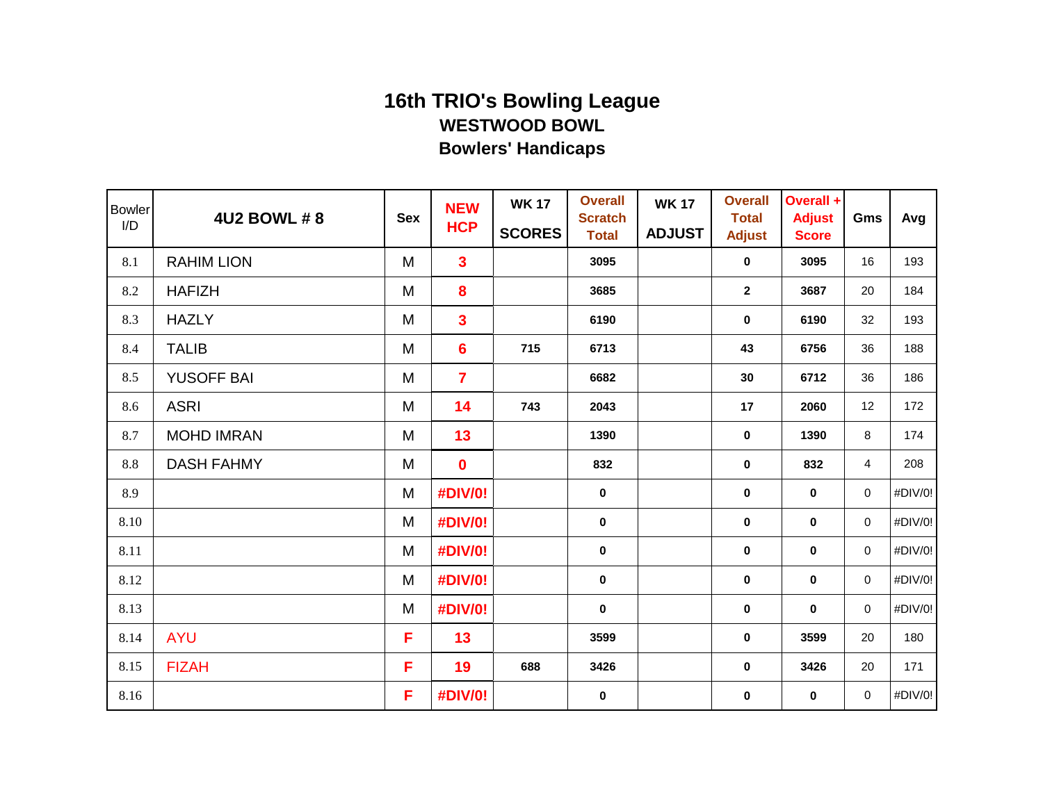# 16th TRIO's Bowling League

## WESTWOOD BOWL

## Bowlers' Handicaps

| Bowler I/D | 4U2 BOWL # 8 | Sex | NEW HCP | WK 17 SCORES | Overall Scratch Total | WK 17 ADJUST | Overall Total Adjust | Overall + Adjust Score | Gms | Avg |
|---|---|---|---|---|---|---|---|---|---|---|
| 8.1 | RAHIM LION | M | 3 | | 3095 | | 0 | 3095 | 16 | 193 |
| 8.2 | HAFIZH | M | 8 | | 3685 | | 2 | 3687 | 20 | 184 |
| 8.3 | HAZLY | M | 3 | | 6190 | | 0 | 6190 | 32 | 193 |
| 8.4 | TALIB | M | 6 | 715 | 6713 | | 43 | 6756 | 36 | 188 |
| 8.5 | YUSOFF BAI | M | 7 | | 6682 | | 30 | 6712 | 36 | 186 |
| 8.6 | ASRI | M | 14 | 743 | 2043 | | 17 | 2060 | 12 | 172 |
| 8.7 | MOHD IMRAN | M | 13 | | 1390 | | 0 | 1390 | 8 | 174 |
| 8.8 | DASH FAHMY | M | 0 | | 832 | | 0 | 832 | 4 | 208 |
| 8.9 | | M | #DIV/0! | | 0 | | 0 | 0 | 0 | #DIV/0! |
| 8.10 | | M | #DIV/0! | | 0 | | 0 | 0 | 0 | #DIV/0! |
| 8.11 | | M | #DIV/0! | | 0 | | 0 | 0 | 0 | #DIV/0! |
| 8.12 | | M | #DIV/0! | | 0 | | 0 | 0 | 0 | #DIV/0! |
| 8.13 | | M | #DIV/0! | | 0 | | 0 | 0 | 0 | #DIV/0! |
| 8.14 | AYU | F | 13 | | 3599 | | 0 | 3599 | 20 | 180 |
| 8.15 | FIZAH | F | 19 | 688 | 3426 | | 0 | 3426 | 20 | 171 |
| 8.16 | | F | #DIV/0! | | 0 | | 0 | 0 | 0 | #DIV/0! |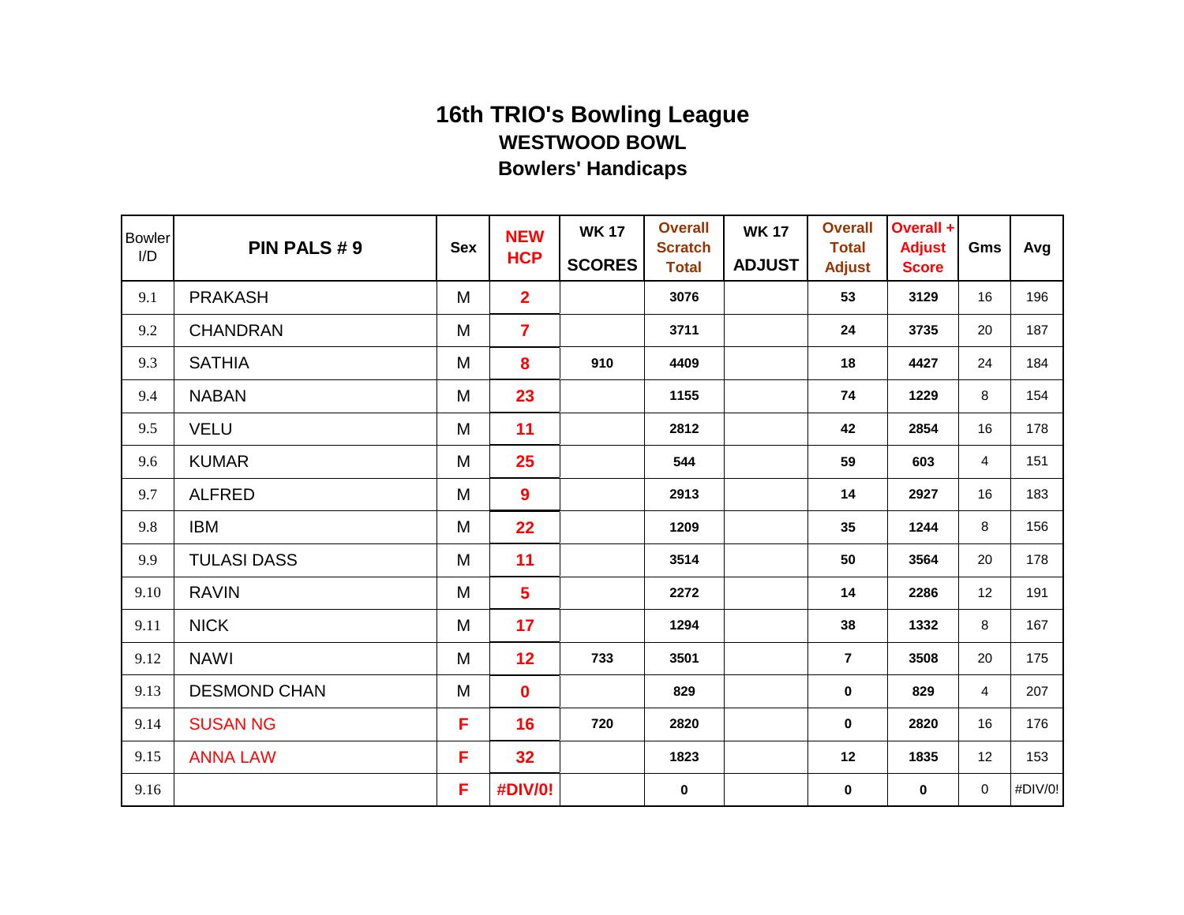# 16th TRIO's Bowling League

## WESTWOOD BOWL

## Bowlers' Handicaps

| Bowler I/D | PIN PALS # 9 | Sex | NEW HCP | WK 17 SCORES | Overall Scratch Total | WK 17 ADJUST | Overall Total Adjust | Overall + Adjust Score | Gms | Avg |
|---|---|---|---|---|---|---|---|---|---|---|
| 9.1 | PRAKASH | M | 2 | | 3076 | | 53 | 3129 | 16 | 196 |
| 9.2 | CHANDRAN | M | 7 | | 3711 | | 24 | 3735 | 20 | 187 |
| 9.3 | SATHIA | M | 8 | 910 | 4409 | | 18 | 4427 | 24 | 184 |
| 9.4 | NABAN | M | 23 | | 1155 | | 74 | 1229 | 8 | 154 |
| 9.5 | VELU | M | 11 | | 2812 | | 42 | 2854 | 16 | 178 |
| 9.6 | KUMAR | M | 25 | | 544 | | 59 | 603 | 4 | 151 |
| 9.7 | ALFRED | M | 9 | | 2913 | | 14 | 2927 | 16 | 183 |
| 9.8 | IBM | M | 22 | | 1209 | | 35 | 1244 | 8 | 156 |
| 9.9 | TULASI DASS | M | 11 | | 3514 | | 50 | 3564 | 20 | 178 |
| 9.10 | RAVIN | M | 5 | | 2272 | | 14 | 2286 | 12 | 191 |
| 9.11 | NICK | M | 17 | | 1294 | | 38 | 1332 | 8 | 167 |
| 9.12 | NAWI | M | 12 | 733 | 3501 | | 7 | 3508 | 20 | 175 |
| 9.13 | DESMOND CHAN | M | 0 | | 829 | | 0 | 829 | 4 | 207 |
| 9.14 | SUSAN NG | F | 16 | 720 | 2820 | | 0 | 2820 | 16 | 176 |
| 9.15 | ANNA LAW | F | 32 | | 1823 | | 12 | 1835 | 12 | 153 |
| 9.16 | | F | #DIV/0! | | 0 | | 0 | 0 | 0 | #DIV/0! |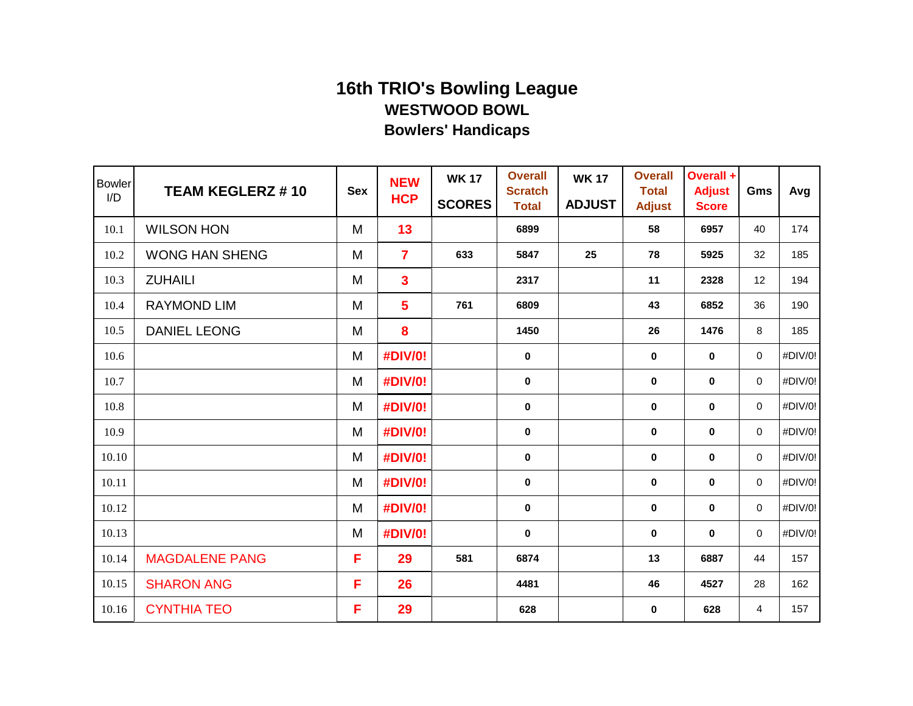# 16th TRIO's Bowling League

## WESTWOOD BOWL

## Bowlers' Handicaps

| Bowler I/D | TEAM KEGLERZ # 10 | Sex | NEW HCP | WK 17 SCORES | Overall Scratch Total | WK 17 ADJUST | Overall Total Adjust | Overall + Adjust Score | Gms | Avg |
|---|---|---|---|---|---|---|---|---|---|---|
| 10.1 | WILSON HON | M | 13 | | 6899 | | 58 | 6957 | 40 | 174 |
| 10.2 | WONG HAN SHENG | M | 7 | 633 | 5847 | 25 | 78 | 5925 | 32 | 185 |
| 10.3 | ZUHAILI | M | 3 | | 2317 | | 11 | 2328 | 12 | 194 |
| 10.4 | RAYMOND LIM | M | 5 | 761 | 6809 | | 43 | 6852 | 36 | 190 |
| 10.5 | DANIEL LEONG | M | 8 | | 1450 | | 26 | 1476 | 8 | 185 |
| 10.6 | | M | #DIV/0! | | 0 | | 0 | 0 | 0 | #DIV/0! |
| 10.7 | | M | #DIV/0! | | 0 | | 0 | 0 | 0 | #DIV/0! |
| 10.8 | | M | #DIV/0! | | 0 | | 0 | 0 | 0 | #DIV/0! |
| 10.9 | | M | #DIV/0! | | 0 | | 0 | 0 | 0 | #DIV/0! |
| 10.10 | | M | #DIV/0! | | 0 | | 0 | 0 | 0 | #DIV/0! |
| 10.11 | | M | #DIV/0! | | 0 | | 0 | 0 | 0 | #DIV/0! |
| 10.12 | | M | #DIV/0! | | 0 | | 0 | 0 | 0 | #DIV/0! |
| 10.13 | | M | #DIV/0! | | 0 | | 0 | 0 | 0 | #DIV/0! |
| 10.14 | MAGDALENE PANG | F | 29 | 581 | 6874 | | 13 | 6887 | 44 | 157 |
| 10.15 | SHARON ANG | F | 26 | | 4481 | | 46 | 4527 | 28 | 162 |
| 10.16 | CYNTHIA TEO | F | 29 | | 628 | | 0 | 628 | 4 | 157 |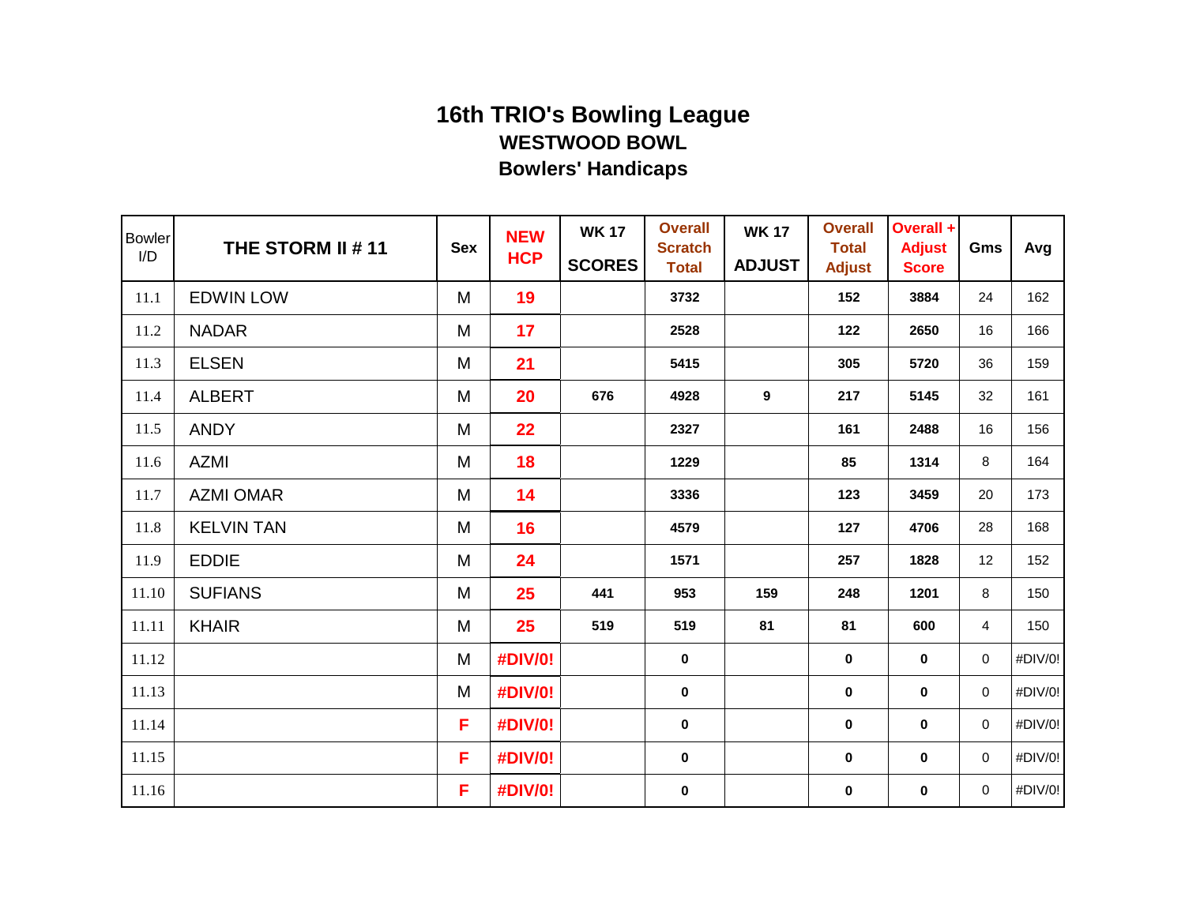# 16th TRIO's Bowling League

## WESTWOOD BOWL

## Bowlers' Handicaps

| Bowler I/D | THE STORM II # 11 | Sex | NEW HCP | WK 17 SCORES | Overall Scratch Total | WK 17 ADJUST | Overall Total Adjust | Overall + Adjust Score | Gms | Avg |
|---|---|---|---|---|---|---|---|---|---|---|
| 11.1 | EDWIN LOW | M | 19 | | 3732 | | 152 | 3884 | 24 | 162 |
| 11.2 | NADAR | M | 17 | | 2528 | | 122 | 2650 | 16 | 166 |
| 11.3 | ELSEN | M | 21 | | 5415 | | 305 | 5720 | 36 | 159 |
| 11.4 | ALBERT | M | 20 | 676 | 4928 | 9 | 217 | 5145 | 32 | 161 |
| 11.5 | ANDY | M | 22 | | 2327 | | 161 | 2488 | 16 | 156 |
| 11.6 | AZMI | M | 18 | | 1229 | | 85 | 1314 | 8 | 164 |
| 11.7 | AZMI OMAR | M | 14 | | 3336 | | 123 | 3459 | 20 | 173 |
| 11.8 | KELVIN TAN | M | 16 | | 4579 | | 127 | 4706 | 28 | 168 |
| 11.9 | EDDIE | M | 24 | | 1571 | | 257 | 1828 | 12 | 152 |
| 11.10 | SUFIANS | M | 25 | 441 | 953 | 159 | 248 | 1201 | 8 | 150 |
| 11.11 | KHAIR | M | 25 | 519 | 519 | 81 | 81 | 600 | 4 | 150 |
| 11.12 | | M | #DIV/0! | | 0 | | 0 | 0 | 0 | #DIV/0! |
| 11.13 | | M | #DIV/0! | | 0 | | 0 | 0 | 0 | #DIV/0! |
| 11.14 | | F | #DIV/0! | | 0 | | 0 | 0 | 0 | #DIV/0! |
| 11.15 | | F | #DIV/0! | | 0 | | 0 | 0 | 0 | #DIV/0! |
| 11.16 | | F | #DIV/0! | | 0 | | 0 | 0 | 0 | #DIV/0! |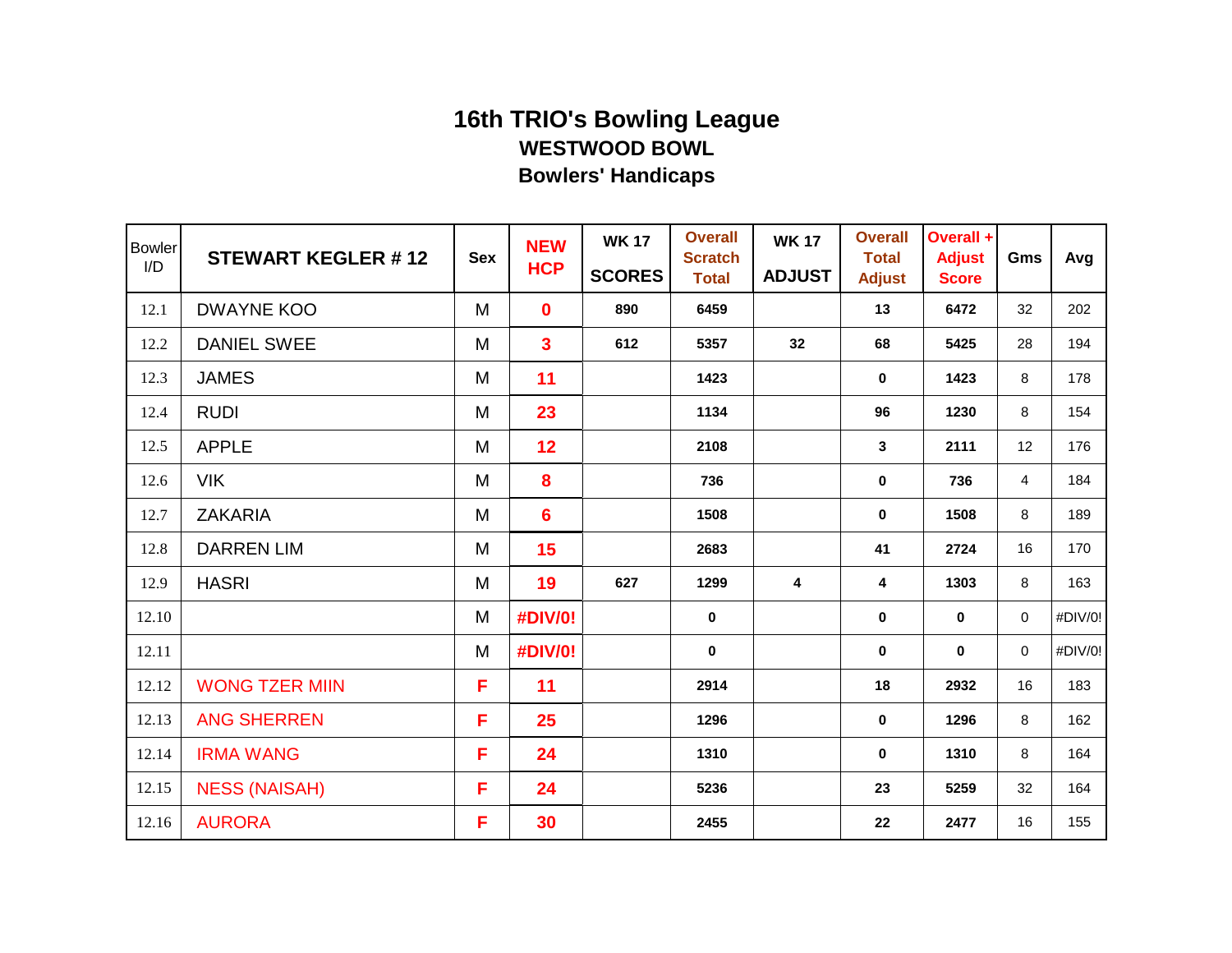# 16th TRIO's Bowling League

## WESTWOOD BOWL

## Bowlers' Handicaps

| Bowler I/D | STEWART KEGLER # 12 | Sex | NEW HCP | WK 17 SCORES | Overall Scratch Total | WK 17 ADJUST | Overall Total Adjust | Overall + Adjust Score | Gms | Avg |
|---|---|---|---|---|---|---|---|---|---|---|
| 12.1 | DWAYNE KOO | M | 0 | 890 | 6459 | | 13 | 6472 | 32 | 202 |
| 12.2 | DANIEL SWEE | M | 3 | 612 | 5357 | 32 | 68 | 5425 | 28 | 194 |
| 12.3 | JAMES | M | 11 | | 1423 | | 0 | 1423 | 8 | 178 |
| 12.4 | RUDI | M | 23 | | 1134 | | 96 | 1230 | 8 | 154 |
| 12.5 | APPLE | M | 12 | | 2108 | | 3 | 2111 | 12 | 176 |
| 12.6 | VIK | M | 8 | | 736 | | 0 | 736 | 4 | 184 |
| 12.7 | ZAKARIA | M | 6 | | 1508 | | 0 | 1508 | 8 | 189 |
| 12.8 | DARREN LIM | M | 15 | | 2683 | | 41 | 2724 | 16 | 170 |
| 12.9 | HASRI | M | 19 | 627 | 1299 | 4 | 4 | 1303 | 8 | 163 |
| 12.10 | | M | #DIV/0! | | 0 | | 0 | 0 | 0 | #DIV/0! |
| 12.11 | | M | #DIV/0! | | 0 | | 0 | 0 | 0 | #DIV/0! |
| 12.12 | WONG TZER MIIN | F | 11 | | 2914 | | 18 | 2932 | 16 | 183 |
| 12.13 | ANG SHERREN | F | 25 | | 1296 | | 0 | 1296 | 8 | 162 |
| 12.14 | IRMA WANG | F | 24 | | 1310 | | 0 | 1310 | 8 | 164 |
| 12.15 | NESS (NAISAH) | F | 24 | | 5236 | | 23 | 5259 | 32 | 164 |
| 12.16 | AURORA | F | 30 | | 2455 | | 22 | 2477 | 16 | 155 |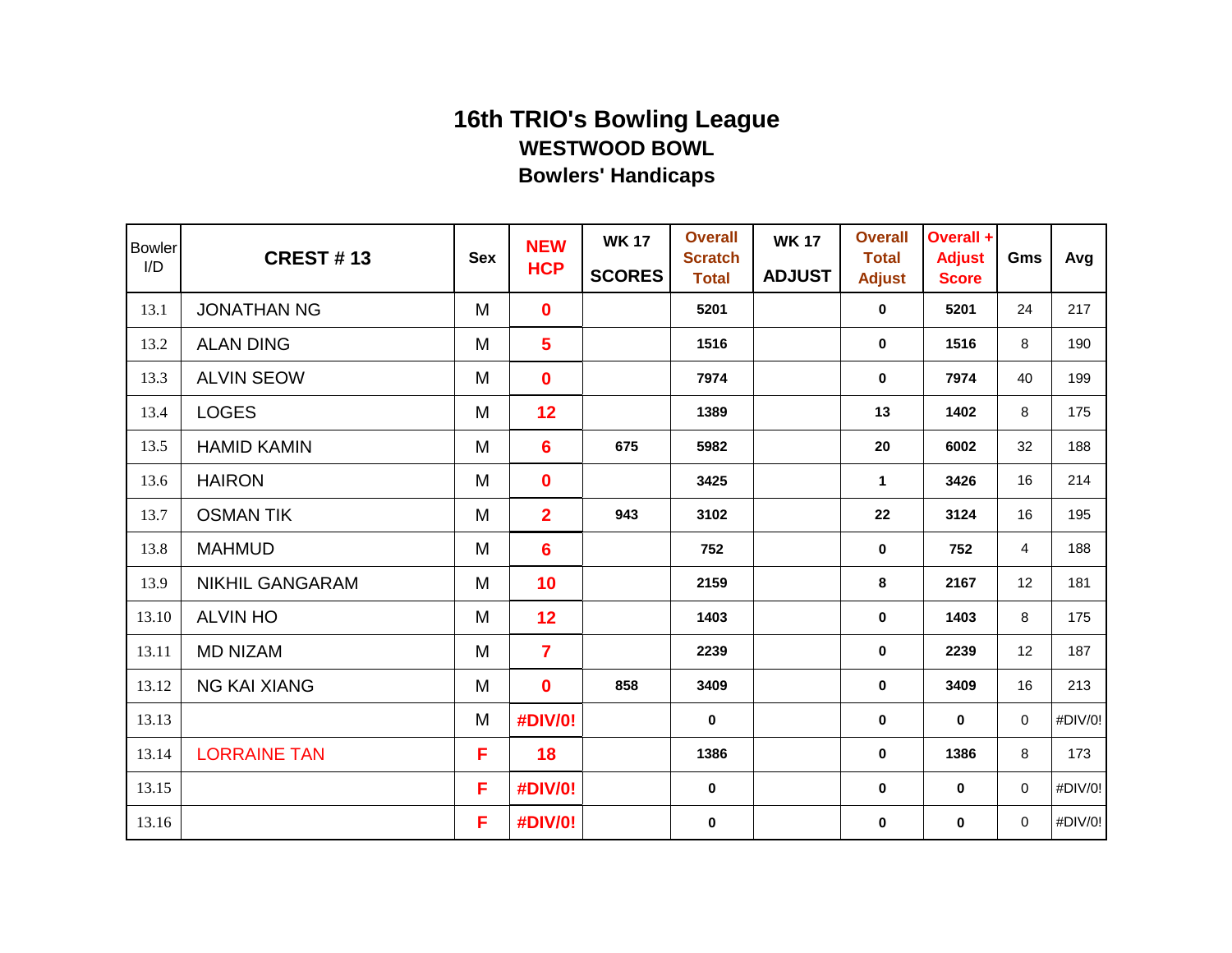# 16th TRIO's Bowling League

### WESTWOOD BOWL

### Bowlers' Handicaps

| Bowler I/D | CREST # 13 | Sex | NEW HCP | WK 17 SCORES | Overall Scratch Total | WK 17 ADJUST | Overall Total Adjust | Overall + Adjust Score | Gms | Avg |
|---|---|---|---|---|---|---|---|---|---|---|
| 13.1 | JONATHAN NG | M | 0 | | 5201 | | 0 | 5201 | 24 | 217 |
| 13.2 | ALAN DING | M | 5 | | 1516 | | 0 | 1516 | 8 | 190 |
| 13.3 | ALVIN SEOW | M | 0 | | 7974 | | 0 | 7974 | 40 | 199 |
| 13.4 | LOGES | M | 12 | | 1389 | | 13 | 1402 | 8 | 175 |
| 13.5 | HAMID KAMIN | M | 6 | 675 | 5982 | | 20 | 6002 | 32 | 188 |
| 13.6 | HAIRON | M | 0 | | 3425 | | 1 | 3426 | 16 | 214 |
| 13.7 | OSMAN TIK | M | 2 | 943 | 3102 | | 22 | 3124 | 16 | 195 |
| 13.8 | MAHMUD | M | 6 | | 752 | | 0 | 752 | 4 | 188 |
| 13.9 | NIKHIL GANGARAM | M | 10 | | 2159 | | 8 | 2167 | 12 | 181 |
| 13.10 | ALVIN HO | M | 12 | | 1403 | | 0 | 1403 | 8 | 175 |
| 13.11 | MD NIZAM | M | 7 | | 2239 | | 0 | 2239 | 12 | 187 |
| 13.12 | NG KAI XIANG | M | 0 | 858 | 3409 | | 0 | 3409 | 16 | 213 |
| 13.13 | | M | #DIV/0! | | 0 | | 0 | 0 | 0 | #DIV/0! |
| 13.14 | LORRAINE TAN | F | 18 | | 1386 | | 0 | 1386 | 8 | 173 |
| 13.15 | | F | #DIV/0! | | 0 | | 0 | 0 | 0 | #DIV/0! |
| 13.16 | | F | #DIV/0! | | 0 | | 0 | 0 | 0 | #DIV/0! |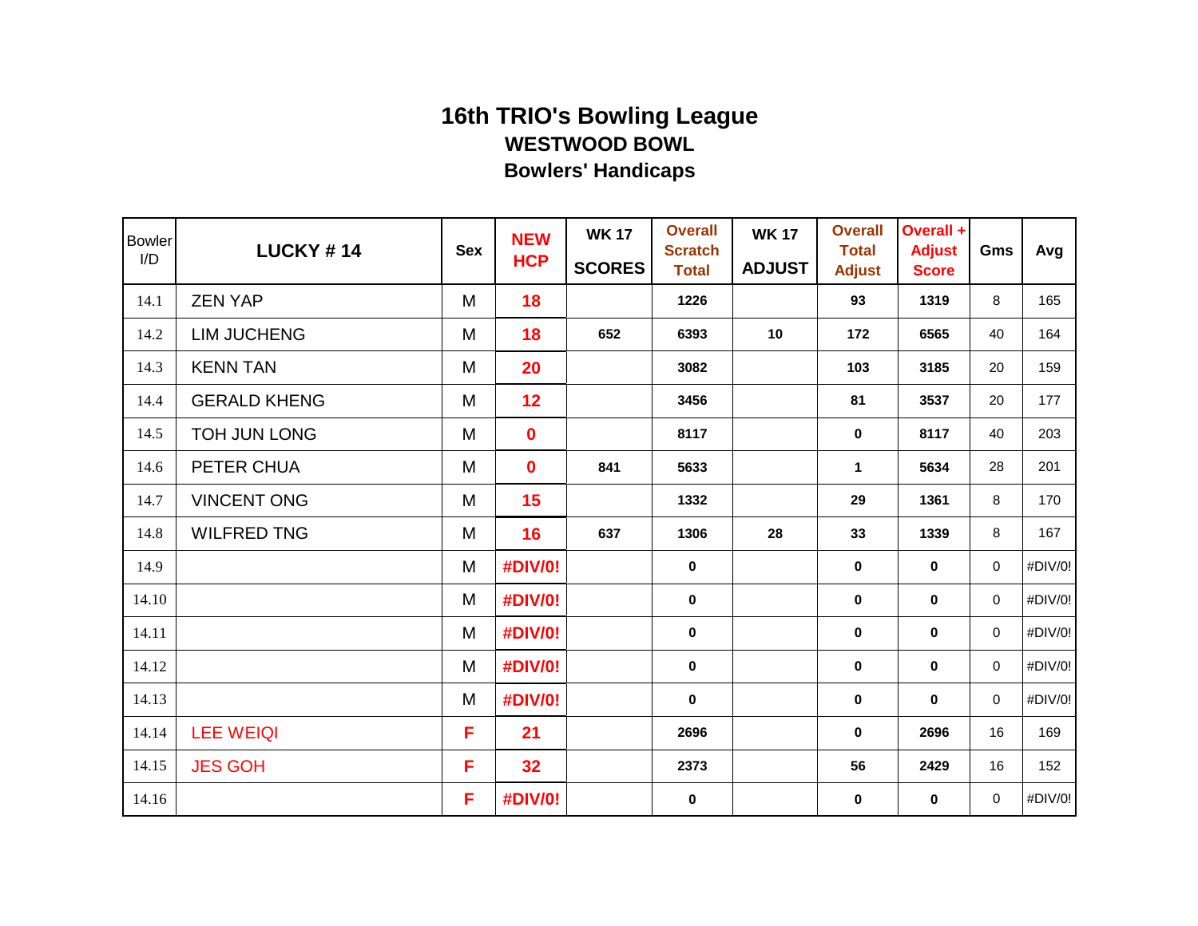# 16th TRIO's Bowling League

## WESTWOOD BOWL

## Bowlers' Handicaps

| Bowler I/D | LUCKY # 14 | Sex | NEW HCP | WK 17 SCORES | Overall Scratch Total | WK 17 ADJUST | Overall Total Adjust | Overall + Adjust Score | Gms | Avg |
|---|---|---|---|---|---|---|---|---|---|---|
| 14.1 | ZEN YAP | M | 18 | | 1226 | | 93 | 1319 | 8 | 165 |
| 14.2 | LIM JUCHENG | M | 18 | 652 | 6393 | 10 | 172 | 6565 | 40 | 164 |
| 14.3 | KENN TAN | M | 20 | | 3082 | | 103 | 3185 | 20 | 159 |
| 14.4 | GERALD KHENG | M | 12 | | 3456 | | 81 | 3537 | 20 | 177 |
| 14.5 | TOH JUN LONG | M | 0 | | 8117 | | 0 | 8117 | 40 | 203 |
| 14.6 | PETER CHUA | M | 0 | 841 | 5633 | | 1 | 5634 | 28 | 201 |
| 14.7 | VINCENT ONG | M | 15 | | 1332 | | 29 | 1361 | 8 | 170 |
| 14.8 | WILFRED TNG | M | 16 | 637 | 1306 | 28 | 33 | 1339 | 8 | 167 |
| 14.9 | | M | #DIV/0! | | 0 | | 0 | 0 | 0 | #DIV/0! |
| 14.10 | | M | #DIV/0! | | 0 | | 0 | 0 | 0 | #DIV/0! |
| 14.11 | | M | #DIV/0! | | 0 | | 0 | 0 | 0 | #DIV/0! |
| 14.12 | | M | #DIV/0! | | 0 | | 0 | 0 | 0 | #DIV/0! |
| 14.13 | | M | #DIV/0! | | 0 | | 0 | 0 | 0 | #DIV/0! |
| 14.14 | LEE WEIQI | F | 21 | | 2696 | | 0 | 2696 | 16 | 169 |
| 14.15 | JES GOH | F | 32 | | 2373 | | 56 | 2429 | 16 | 152 |
| 14.16 | | F | #DIV/0! | | 0 | | 0 | 0 | 0 | #DIV/0! |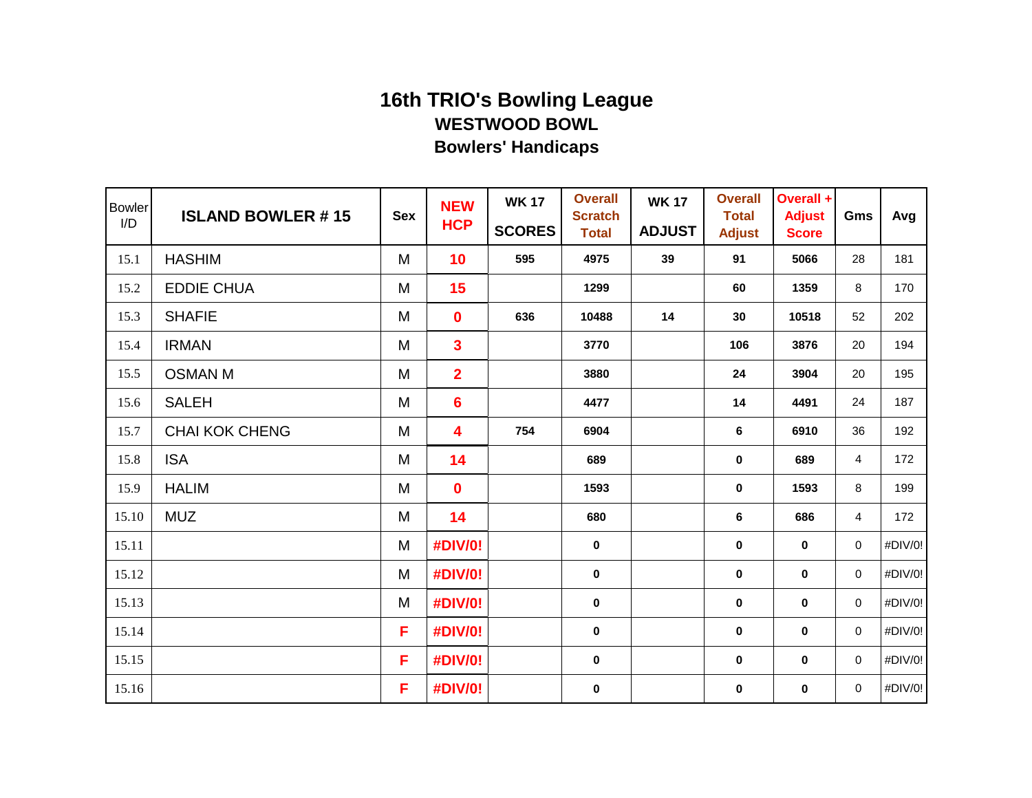# 16th TRIO's Bowling League

## WESTWOOD BOWL

## Bowlers' Handicaps

| Bowler I/D | ISLAND BOWLER # 15 | Sex | NEW HCP | WK 17 SCORES | Overall Scratch Total | WK 17 ADJUST | Overall Total Adjust | Overall + Adjust Score | Gms | Avg |
|---|---|---|---|---|---|---|---|---|---|---|
| 15.1 | HASHIM | M | 10 | 595 | 4975 | 39 | 91 | 5066 | 28 | 181 |
| 15.2 | EDDIE CHUA | M | 15 | | 1299 | | 60 | 1359 | 8 | 170 |
| 15.3 | SHAFIE | M | 0 | 636 | 10488 | 14 | 30 | 10518 | 52 | 202 |
| 15.4 | IRMAN | M | 3 | | 3770 | | 106 | 3876 | 20 | 194 |
| 15.5 | OSMAN M | M | 2 | | 3880 | | 24 | 3904 | 20 | 195 |
| 15.6 | SALEH | M | 6 | | 4477 | | 14 | 4491 | 24 | 187 |
| 15.7 | CHAI KOK CHENG | M | 4 | 754 | 6904 | | 6 | 6910 | 36 | 192 |
| 15.8 | ISA | M | 14 | | 689 | | 0 | 689 | 4 | 172 |
| 15.9 | HALIM | M | 0 | | 1593 | | 0 | 1593 | 8 | 199 |
| 15.10 | MUZ | M | 14 | | 680 | | 6 | 686 | 4 | 172 |
| 15.11 | | M | #DIV/0! | | 0 | | 0 | 0 | 0 | #DIV/0! |
| 15.12 | | M | #DIV/0! | | 0 | | 0 | 0 | 0 | #DIV/0! |
| 15.13 | | M | #DIV/0! | | 0 | | 0 | 0 | 0 | #DIV/0! |
| 15.14 | | F | #DIV/0! | | 0 | | 0 | 0 | 0 | #DIV/0! |
| 15.15 | | F | #DIV/0! | | 0 | | 0 | 0 | 0 | #DIV/0! |
| 15.16 | | F | #DIV/0! | | 0 | | 0 | 0 | 0 | #DIV/0! |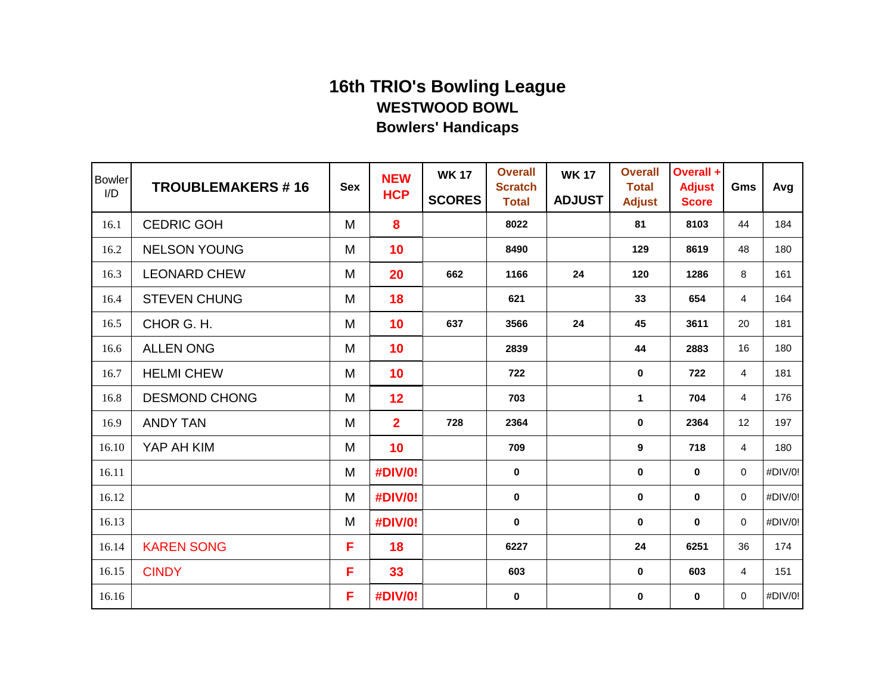# 16th TRIO's Bowling League

## WESTWOOD BOWL

## Bowlers' Handicaps

| Bowler I/D | TROUBLEMAKERS # 16 | Sex | NEW HCP | WK 17 SCORES | Overall Scratch Total | WK 17 ADJUST | Overall Total Adjust | Overall + Adjust Score | Gms | Avg |
|---|---|---|---|---|---|---|---|---|---|---|
| 16.1 | CEDRIC GOH | M | 8 | | 8022 | | 81 | 8103 | 44 | 184 |
| 16.2 | NELSON YOUNG | M | 10 | | 8490 | | 129 | 8619 | 48 | 180 |
| 16.3 | LEONARD CHEW | M | 20 | 662 | 1166 | 24 | 120 | 1286 | 8 | 161 |
| 16.4 | STEVEN CHUNG | M | 18 | | 621 | | 33 | 654 | 4 | 164 |
| 16.5 | CHOR G. H. | M | 10 | 637 | 3566 | 24 | 45 | 3611 | 20 | 181 |
| 16.6 | ALLEN ONG | M | 10 | | 2839 | | 44 | 2883 | 16 | 180 |
| 16.7 | HELMI CHEW | M | 10 | | 722 | | 0 | 722 | 4 | 181 |
| 16.8 | DESMOND CHONG | M | 12 | | 703 | | 1 | 704 | 4 | 176 |
| 16.9 | ANDY TAN | M | 2 | 728 | 2364 | | 0 | 2364 | 12 | 197 |
| 16.10 | YAP AH KIM | M | 10 | | 709 | | 9 | 718 | 4 | 180 |
| 16.11 | | M | #DIV/0! | | 0 | | 0 | 0 | 0 | #DIV/0! |
| 16.12 | | M | #DIV/0! | | 0 | | 0 | 0 | 0 | #DIV/0! |
| 16.13 | | M | #DIV/0! | | 0 | | 0 | 0 | 0 | #DIV/0! |
| 16.14 | KAREN SONG | F | 18 | | 6227 | | 24 | 6251 | 36 | 174 |
| 16.15 | CINDY | F | 33 | | 603 | | 0 | 603 | 4 | 151 |
| 16.16 | | F | #DIV/0! | | 0 | | 0 | 0 | 0 | #DIV/0! |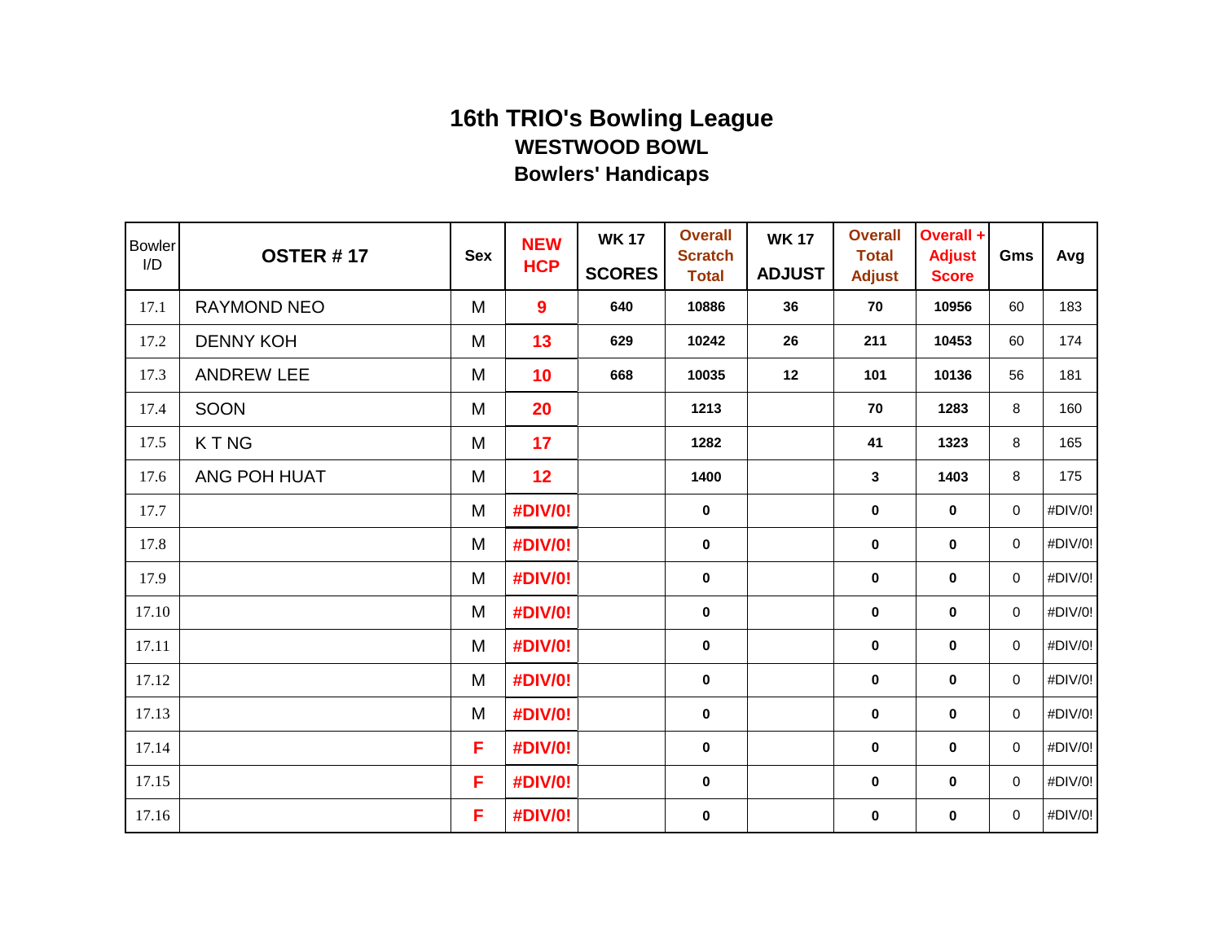# 16th TRIO's Bowling League

## WESTWOOD BOWL

## Bowlers' Handicaps

| Bowler I/D | OSTER # 17 | Sex | NEW HCP | WK 17 SCORES | Overall Scratch Total | WK 17 ADJUST | Overall Total Adjust | Overall + Adjust Score | Gms | Avg |
|---|---|---|---|---|---|---|---|---|---|---|
| 17.1 | RAYMOND NEO | M | 9 | 640 | 10886 | 36 | 70 | 10956 | 60 | 183 |
| 17.2 | DENNY KOH | M | 13 | 629 | 10242 | 26 | 211 | 10453 | 60 | 174 |
| 17.3 | ANDREW LEE | M | 10 | 668 | 10035 | 12 | 101 | 10136 | 56 | 181 |
| 17.4 | SOON | M | 20 | | 1213 | | 70 | 1283 | 8 | 160 |
| 17.5 | K T NG | M | 17 | | 1282 | | 41 | 1323 | 8 | 165 |
| 17.6 | ANG POH HUAT | M | 12 | | 1400 | | 3 | 1403 | 8 | 175 |
| 17.7 | | M | #DIV/0! | | 0 | | 0 | 0 | 0 | #DIV/0! |
| 17.8 | | M | #DIV/0! | | 0 | | 0 | 0 | 0 | #DIV/0! |
| 17.9 | | M | #DIV/0! | | 0 | | 0 | 0 | 0 | #DIV/0! |
| 17.10 | | M | #DIV/0! | | 0 | | 0 | 0 | 0 | #DIV/0! |
| 17.11 | | M | #DIV/0! | | 0 | | 0 | 0 | 0 | #DIV/0! |
| 17.12 | | M | #DIV/0! | | 0 | | 0 | 0 | 0 | #DIV/0! |
| 17.13 | | M | #DIV/0! | | 0 | | 0 | 0 | 0 | #DIV/0! |
| 17.14 | | F | #DIV/0! | | 0 | | 0 | 0 | 0 | #DIV/0! |
| 17.15 | | F | #DIV/0! | | 0 | | 0 | 0 | 0 | #DIV/0! |
| 17.16 | | F | #DIV/0! | | 0 | | 0 | 0 | 0 | #DIV/0! |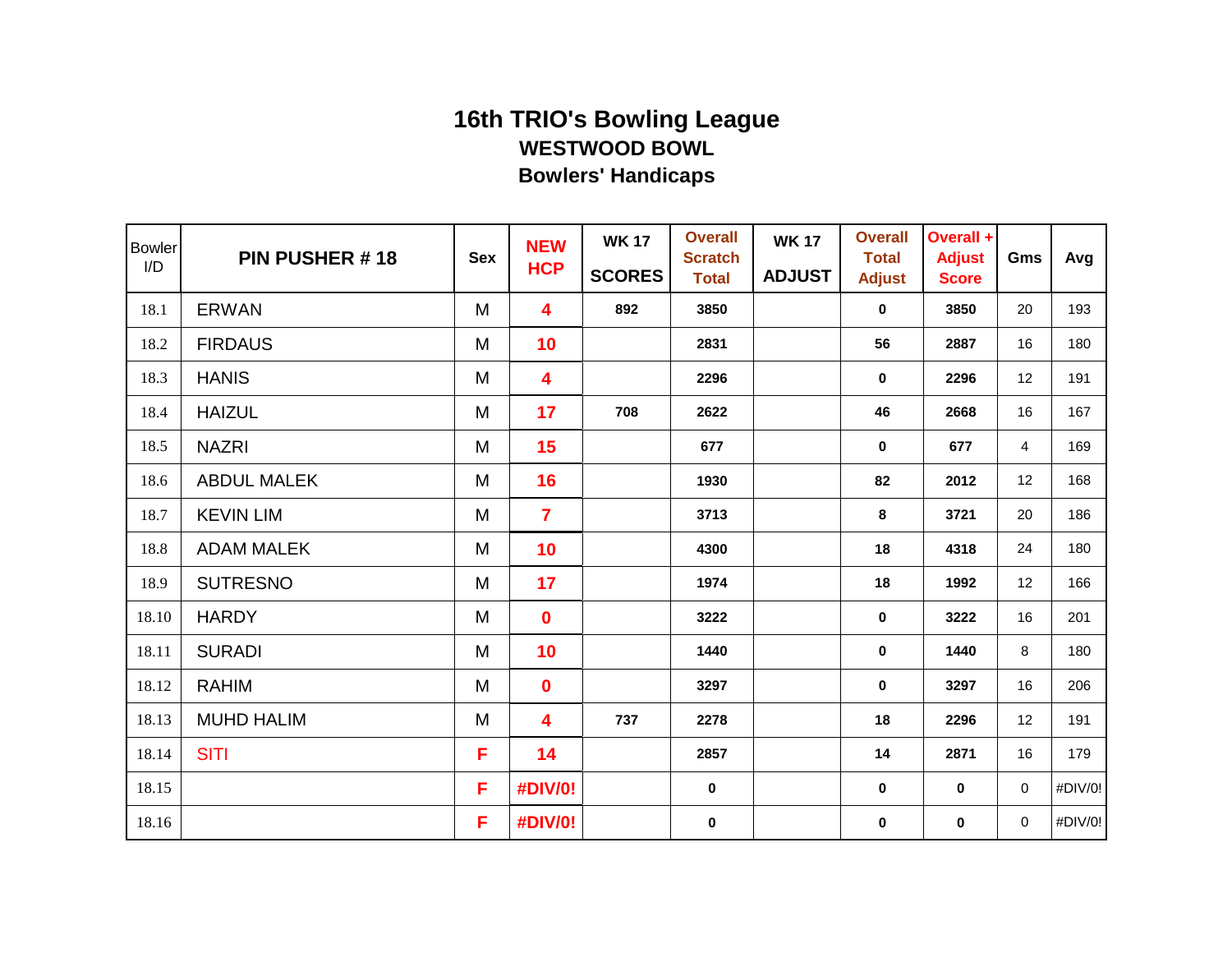# 16th TRIO's Bowling League

## WESTWOOD BOWL

## Bowlers' Handicaps

| Bowler I/D | PIN PUSHER # 18 | Sex | NEW HCP | WK 17 SCORES | Overall Scratch Total | WK 17 ADJUST | Overall Total Adjust | Overall + Adjust Score | Gms | Avg |
|---|---|---|---|---|---|---|---|---|---|---|
| 18.1 | ERWAN | M | 4 | 892 | 3850 | | 0 | 3850 | 20 | 193 |
| 18.2 | FIRDAUS | M | 10 | | 2831 | | 56 | 2887 | 16 | 180 |
| 18.3 | HANIS | M | 4 | | 2296 | | 0 | 2296 | 12 | 191 |
| 18.4 | HAIZUL | M | 17 | 708 | 2622 | | 46 | 2668 | 16 | 167 |
| 18.5 | NAZRI | M | 15 | | 677 | | 0 | 677 | 4 | 169 |
| 18.6 | ABDUL MALEK | M | 16 | | 1930 | | 82 | 2012 | 12 | 168 |
| 18.7 | KEVIN LIM | M | 7 | | 3713 | | 8 | 3721 | 20 | 186 |
| 18.8 | ADAM MALEK | M | 10 | | 4300 | | 18 | 4318 | 24 | 180 |
| 18.9 | SUTRESNO | M | 17 | | 1974 | | 18 | 1992 | 12 | 166 |
| 18.10 | HARDY | M | 0 | | 3222 | | 0 | 3222 | 16 | 201 |
| 18.11 | SURADI | M | 10 | | 1440 | | 0 | 1440 | 8 | 180 |
| 18.12 | RAHIM | M | 0 | | 3297 | | 0 | 3297 | 16 | 206 |
| 18.13 | MUHD HALIM | M | 4 | 737 | 2278 | | 18 | 2296 | 12 | 191 |
| 18.14 | SITI | F | 14 | | 2857 | | 14 | 2871 | 16 | 179 |
| 18.15 | | F | #DIV/0! | | 0 | | 0 | 0 | 0 | #DIV/0! |
| 18.16 | | F | #DIV/0! | | 0 | | 0 | 0 | 0 | #DIV/0! |